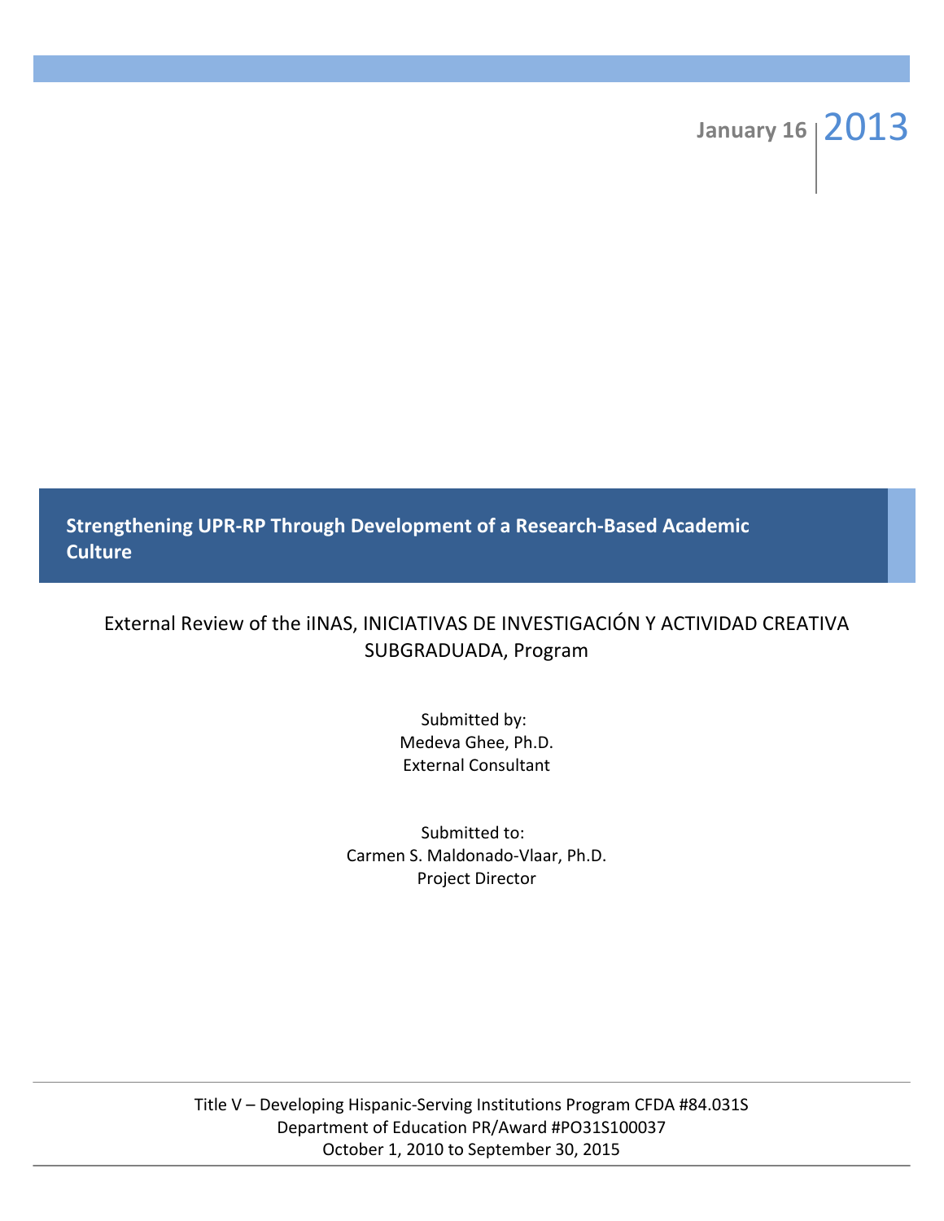January 16 | 2013

# Strengthening UPR-RP Through Development of a Research-Based Academic Culture

External Review of the iINAS, INICIATIVAS DE INVESTIGACIÓN Y ACTIVIDAD CREATIVA SUBGRADUADA, Program

Submitted by:
Medeva Ghee, Ph.D.
External Consultant

Submitted to:
Carmen S. Maldonado-Vlaar, Ph.D.
Project Director

Title V – Developing Hispanic-Serving Institutions Program CFDA #84.031S
Department of Education PR/Award #PO31S100037
October 1, 2010 to September 30, 2015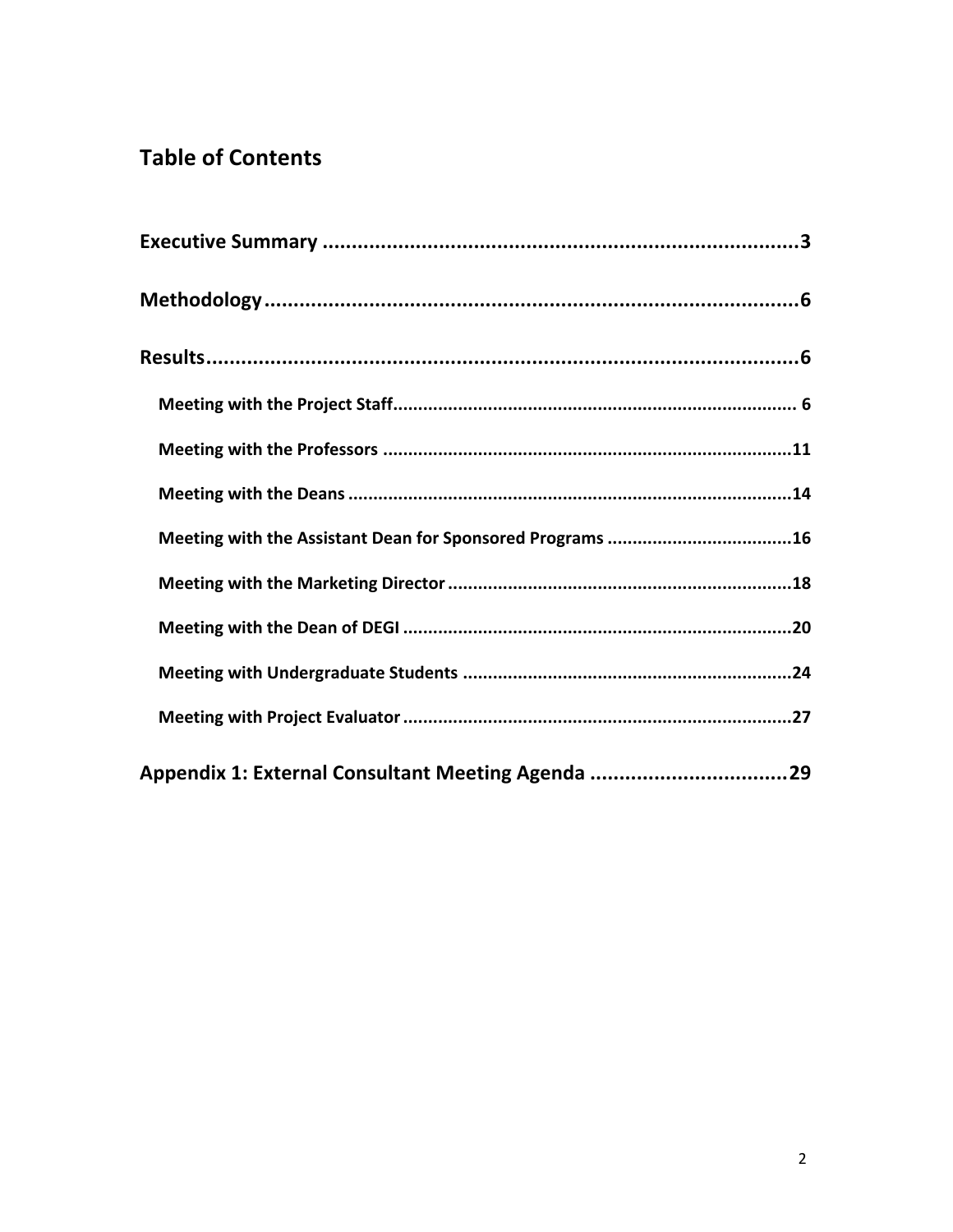## Table of Contents

**Executive Summary** .......... 3

**Methodology** .......... 6

**Results** .......... 6

- **Meeting with the Project Staff** .......... 6
- **Meeting with the Professors** .......... 11
- **Meeting with the Deans** .......... 14
- **Meeting with the Assistant Dean for Sponsored Programs** .......... 16
- **Meeting with the Marketing Director** .......... 18
- **Meeting with the Dean of DEGI** .......... 20
- **Meeting with Undergraduate Students** .......... 24
- **Meeting with Project Evaluator** .......... 27

**Appendix 1: External Consultant Meeting Agenda** .......... 29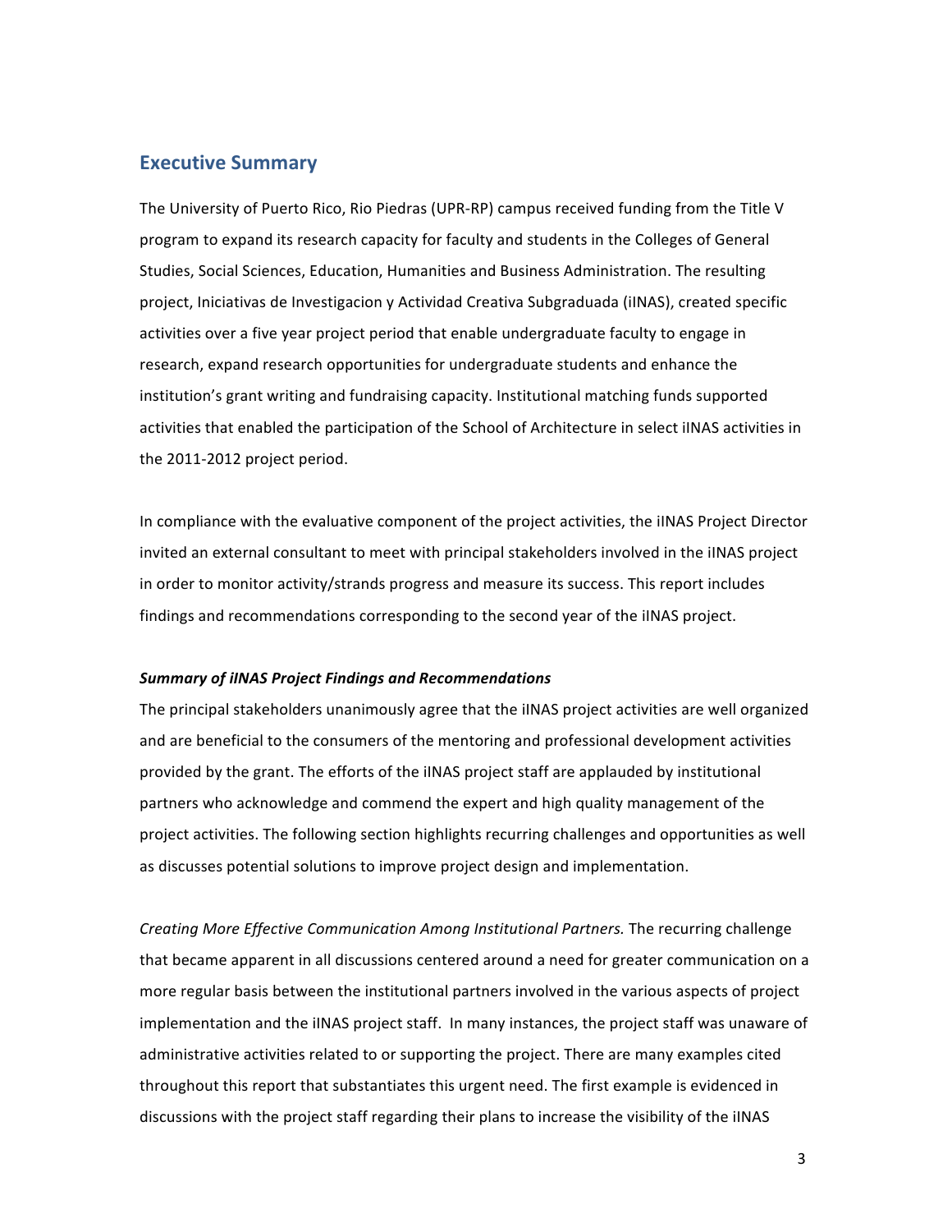## Executive Summary

The University of Puerto Rico, Rio Piedras (UPR-RP) campus received funding from the Title V program to expand its research capacity for faculty and students in the Colleges of General Studies, Social Sciences, Education, Humanities and Business Administration. The resulting project, Iniciativas de Investigacion y Actividad Creativa Subgraduada (iINAS), created specific activities over a five year project period that enable undergraduate faculty to engage in research, expand research opportunities for undergraduate students and enhance the institution's grant writing and fundraising capacity. Institutional matching funds supported activities that enabled the participation of the School of Architecture in select iINAS activities in the 2011-2012 project period.

In compliance with the evaluative component of the project activities, the iINAS Project Director invited an external consultant to meet with principal stakeholders involved in the iINAS project in order to monitor activity/strands progress and measure its success. This report includes findings and recommendations corresponding to the second year of the iINAS project.

***Summary of iINAS Project Findings and Recommendations***

The principal stakeholders unanimously agree that the iINAS project activities are well organized and are beneficial to the consumers of the mentoring and professional development activities provided by the grant. The efforts of the iINAS project staff are applauded by institutional partners who acknowledge and commend the expert and high quality management of the project activities. The following section highlights recurring challenges and opportunities as well as discusses potential solutions to improve project design and implementation.

*Creating More Effective Communication Among Institutional Partners.* The recurring challenge that became apparent in all discussions centered around a need for greater communication on a more regular basis between the institutional partners involved in the various aspects of project implementation and the iINAS project staff. In many instances, the project staff was unaware of administrative activities related to or supporting the project. There are many examples cited throughout this report that substantiates this urgent need. The first example is evidenced in discussions with the project staff regarding their plans to increase the visibility of the iINAS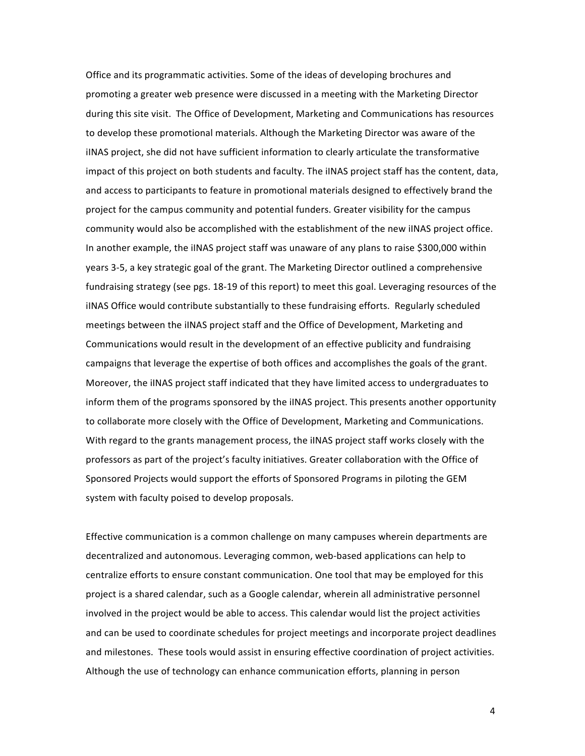Office and its programmatic activities. Some of the ideas of developing brochures and promoting a greater web presence were discussed in a meeting with the Marketing Director during this site visit. The Office of Development, Marketing and Communications has resources to develop these promotional materials. Although the Marketing Director was aware of the iINAS project, she did not have sufficient information to clearly articulate the transformative impact of this project on both students and faculty. The iINAS project staff has the content, data, and access to participants to feature in promotional materials designed to effectively brand the project for the campus community and potential funders. Greater visibility for the campus community would also be accomplished with the establishment of the new iINAS project office. In another example, the iINAS project staff was unaware of any plans to raise $300,000 within years 3-5, a key strategic goal of the grant. The Marketing Director outlined a comprehensive fundraising strategy (see pgs. 18-19 of this report) to meet this goal. Leveraging resources of the iINAS Office would contribute substantially to these fundraising efforts. Regularly scheduled meetings between the iINAS project staff and the Office of Development, Marketing and Communications would result in the development of an effective publicity and fundraising campaigns that leverage the expertise of both offices and accomplishes the goals of the grant. Moreover, the iINAS project staff indicated that they have limited access to undergraduates to inform them of the programs sponsored by the iINAS project. This presents another opportunity to collaborate more closely with the Office of Development, Marketing and Communications. With regard to the grants management process, the iINAS project staff works closely with the professors as part of the project's faculty initiatives. Greater collaboration with the Office of Sponsored Projects would support the efforts of Sponsored Programs in piloting the GEM system with faculty poised to develop proposals.

Effective communication is a common challenge on many campuses wherein departments are decentralized and autonomous. Leveraging common, web-based applications can help to centralize efforts to ensure constant communication. One tool that may be employed for this project is a shared calendar, such as a Google calendar, wherein all administrative personnel involved in the project would be able to access. This calendar would list the project activities and can be used to coordinate schedules for project meetings and incorporate project deadlines and milestones. These tools would assist in ensuring effective coordination of project activities. Although the use of technology can enhance communication efforts, planning in person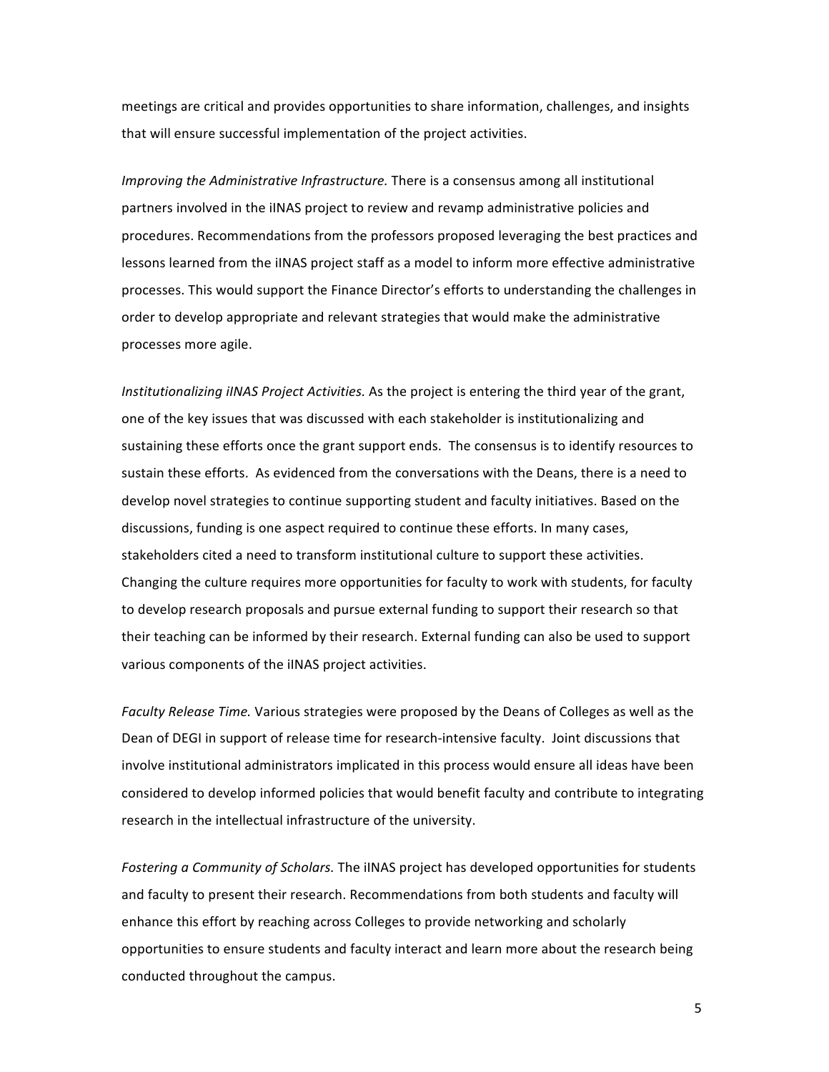meetings are critical and provides opportunities to share information, challenges, and insights that will ensure successful implementation of the project activities.

*Improving the Administrative Infrastructure.* There is a consensus among all institutional partners involved in the iINAS project to review and revamp administrative policies and procedures. Recommendations from the professors proposed leveraging the best practices and lessons learned from the iINAS project staff as a model to inform more effective administrative processes. This would support the Finance Director's efforts to understanding the challenges in order to develop appropriate and relevant strategies that would make the administrative processes more agile.

*Institutionalizing iINAS Project Activities.* As the project is entering the third year of the grant, one of the key issues that was discussed with each stakeholder is institutionalizing and sustaining these efforts once the grant support ends. The consensus is to identify resources to sustain these efforts. As evidenced from the conversations with the Deans, there is a need to develop novel strategies to continue supporting student and faculty initiatives. Based on the discussions, funding is one aspect required to continue these efforts. In many cases, stakeholders cited a need to transform institutional culture to support these activities. Changing the culture requires more opportunities for faculty to work with students, for faculty to develop research proposals and pursue external funding to support their research so that their teaching can be informed by their research. External funding can also be used to support various components of the iINAS project activities.

*Faculty Release Time.* Various strategies were proposed by the Deans of Colleges as well as the Dean of DEGI in support of release time for research-intensive faculty. Joint discussions that involve institutional administrators implicated in this process would ensure all ideas have been considered to develop informed policies that would benefit faculty and contribute to integrating research in the intellectual infrastructure of the university.

*Fostering a Community of Scholars.* The iINAS project has developed opportunities for students and faculty to present their research. Recommendations from both students and faculty will enhance this effort by reaching across Colleges to provide networking and scholarly opportunities to ensure students and faculty interact and learn more about the research being conducted throughout the campus.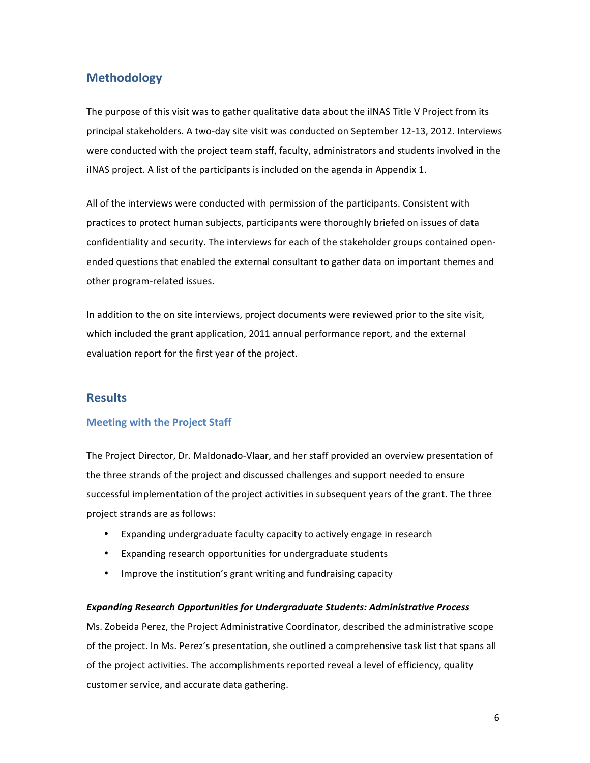## Methodology

The purpose of this visit was to gather qualitative data about the iINAS Title V Project from its principal stakeholders. A two-day site visit was conducted on September 12-13, 2012. Interviews were conducted with the project team staff, faculty, administrators and students involved in the iINAS project. A list of the participants is included on the agenda in Appendix 1.

All of the interviews were conducted with permission of the participants. Consistent with practices to protect human subjects, participants were thoroughly briefed on issues of data confidentiality and security. The interviews for each of the stakeholder groups contained open-ended questions that enabled the external consultant to gather data on important themes and other program-related issues.

In addition to the on site interviews, project documents were reviewed prior to the site visit, which included the grant application, 2011 annual performance report, and the external evaluation report for the first year of the project.

## Results

### Meeting with the Project Staff

The Project Director, Dr. Maldonado-Vlaar, and her staff provided an overview presentation of the three strands of the project and discussed challenges and support needed to ensure successful implementation of the project activities in subsequent years of the grant. The three project strands are as follows:

- Expanding undergraduate faculty capacity to actively engage in research
- Expanding research opportunities for undergraduate students
- Improve the institution's grant writing and fundraising capacity

***Expanding Research Opportunities for Undergraduate Students: Administrative Process***

Ms. Zobeida Perez, the Project Administrative Coordinator, described the administrative scope of the project. In Ms. Perez's presentation, she outlined a comprehensive task list that spans all of the project activities. The accomplishments reported reveal a level of efficiency, quality customer service, and accurate data gathering.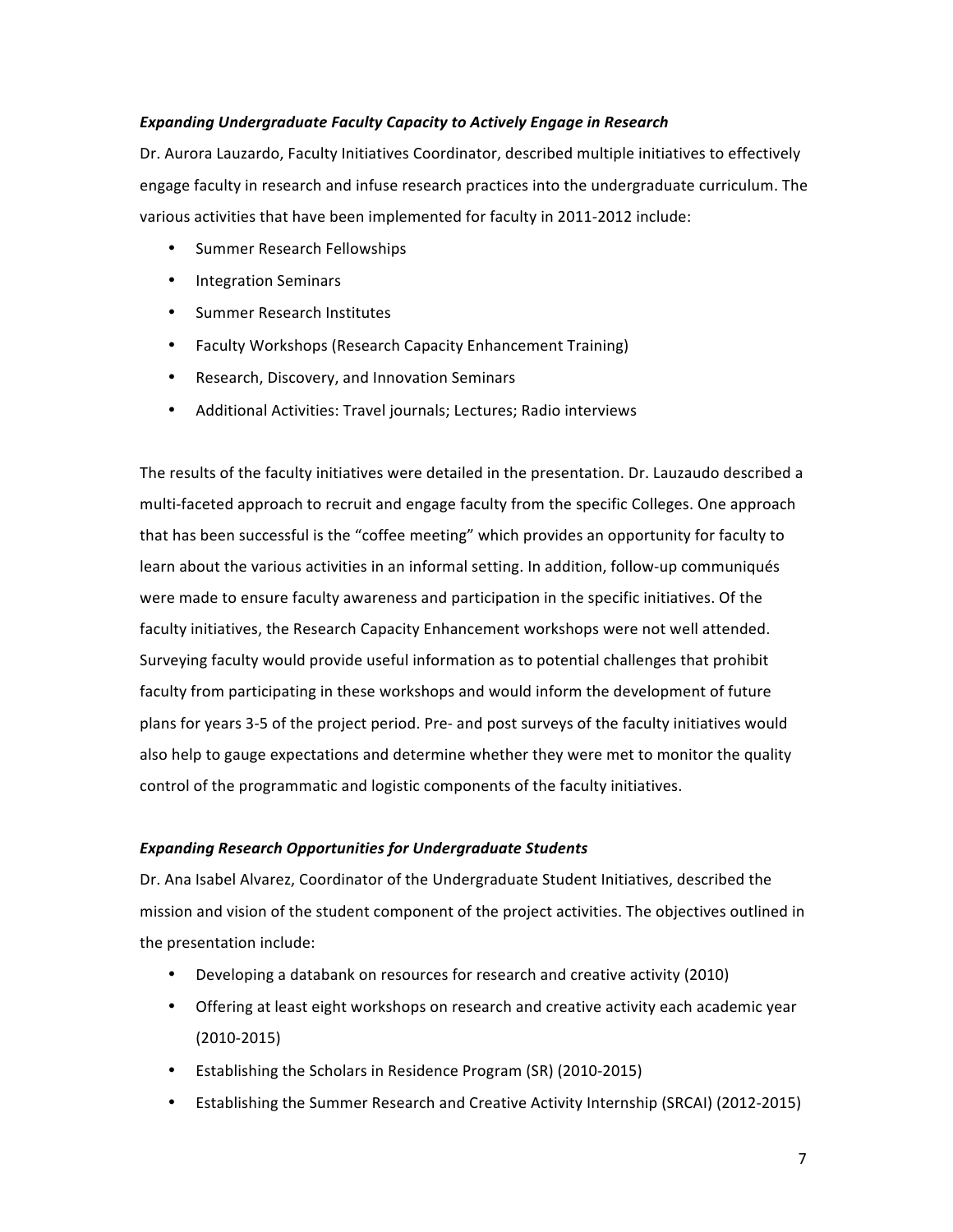***Expanding Undergraduate Faculty Capacity to Actively Engage in Research***

Dr. Aurora Lauzardo, Faculty Initiatives Coordinator, described multiple initiatives to effectively engage faculty in research and infuse research practices into the undergraduate curriculum. The various activities that have been implemented for faculty in 2011-2012 include:

- Summer Research Fellowships
- Integration Seminars
- Summer Research Institutes
- Faculty Workshops (Research Capacity Enhancement Training)
- Research, Discovery, and Innovation Seminars
- Additional Activities: Travel journals; Lectures; Radio interviews

The results of the faculty initiatives were detailed in the presentation. Dr. Lauzaudo described a multi-faceted approach to recruit and engage faculty from the specific Colleges. One approach that has been successful is the "coffee meeting" which provides an opportunity for faculty to learn about the various activities in an informal setting. In addition, follow-up communiqués were made to ensure faculty awareness and participation in the specific initiatives. Of the faculty initiatives, the Research Capacity Enhancement workshops were not well attended. Surveying faculty would provide useful information as to potential challenges that prohibit faculty from participating in these workshops and would inform the development of future plans for years 3-5 of the project period. Pre- and post surveys of the faculty initiatives would also help to gauge expectations and determine whether they were met to monitor the quality control of the programmatic and logistic components of the faculty initiatives.

***Expanding Research Opportunities for Undergraduate Students***

Dr. Ana Isabel Alvarez, Coordinator of the Undergraduate Student Initiatives, described the mission and vision of the student component of the project activities. The objectives outlined in the presentation include:

- Developing a databank on resources for research and creative activity (2010)
- Offering at least eight workshops on research and creative activity each academic year (2010-2015)
- Establishing the Scholars in Residence Program (SR) (2010-2015)
- Establishing the Summer Research and Creative Activity Internship (SRCAI) (2012-2015)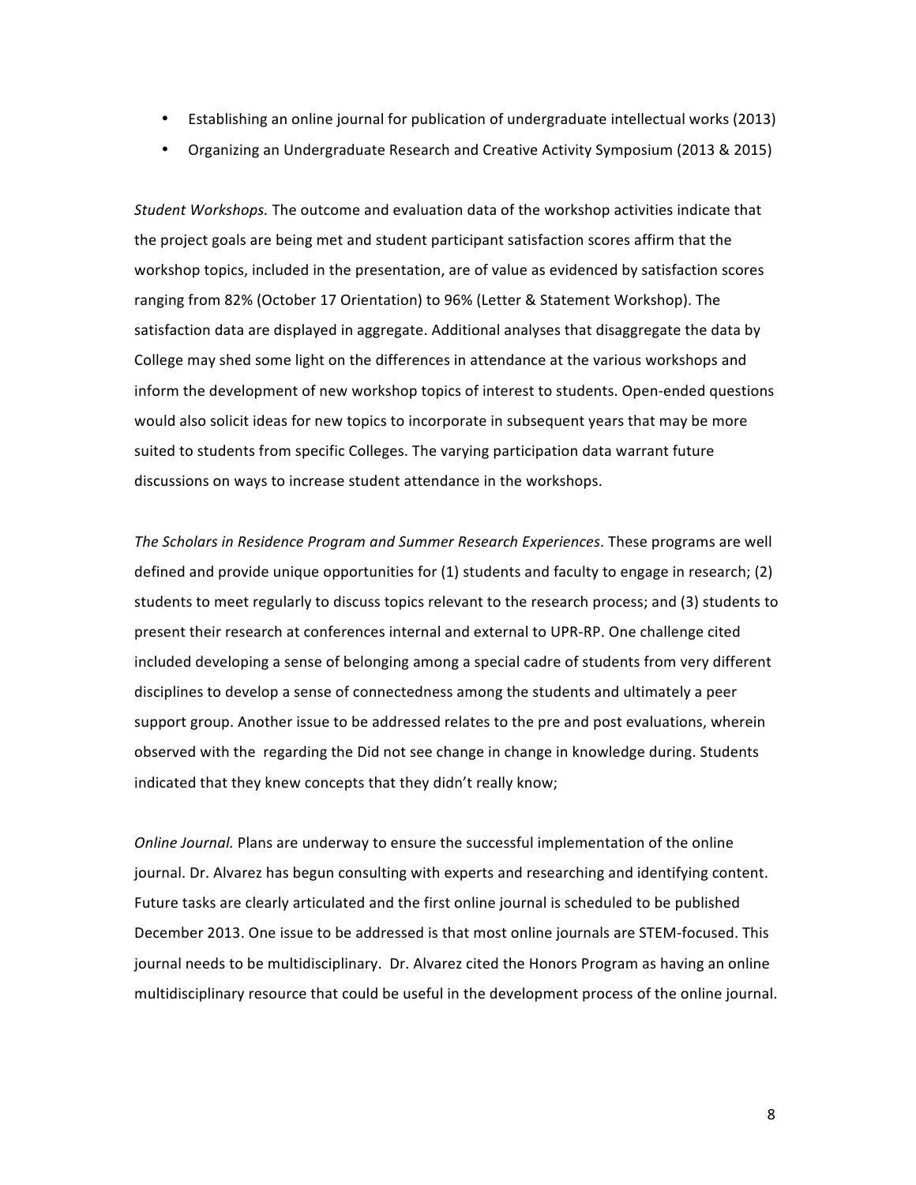- Establishing an online journal for publication of undergraduate intellectual works (2013)
- Organizing an Undergraduate Research and Creative Activity Symposium (2013 & 2015)

*Student Workshops.* The outcome and evaluation data of the workshop activities indicate that the project goals are being met and student participant satisfaction scores affirm that the workshop topics, included in the presentation, are of value as evidenced by satisfaction scores ranging from 82% (October 17 Orientation) to 96% (Letter & Statement Workshop). The satisfaction data are displayed in aggregate. Additional analyses that disaggregate the data by College may shed some light on the differences in attendance at the various workshops and inform the development of new workshop topics of interest to students. Open-ended questions would also solicit ideas for new topics to incorporate in subsequent years that may be more suited to students from specific Colleges. The varying participation data warrant future discussions on ways to increase student attendance in the workshops.

*The Scholars in Residence Program and Summer Research Experiences*. These programs are well defined and provide unique opportunities for (1) students and faculty to engage in research; (2) students to meet regularly to discuss topics relevant to the research process; and (3) students to present their research at conferences internal and external to UPR-RP. One challenge cited included developing a sense of belonging among a special cadre of students from very different disciplines to develop a sense of connectedness among the students and ultimately a peer support group. Another issue to be addressed relates to the pre and post evaluations, wherein observed with the regarding the Did not see change in change in knowledge during. Students indicated that they knew concepts that they didn't really know;

*Online Journal.* Plans are underway to ensure the successful implementation of the online journal. Dr. Alvarez has begun consulting with experts and researching and identifying content. Future tasks are clearly articulated and the first online journal is scheduled to be published December 2013. One issue to be addressed is that most online journals are STEM-focused. This journal needs to be multidisciplinary. Dr. Alvarez cited the Honors Program as having an online multidisciplinary resource that could be useful in the development process of the online journal.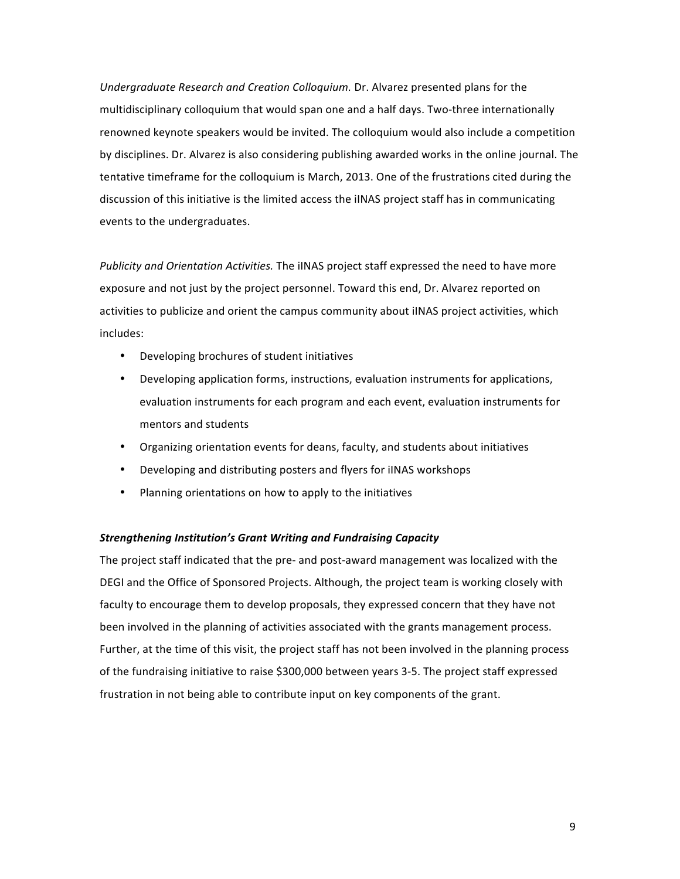*Undergraduate Research and Creation Colloquium.* Dr. Alvarez presented plans for the multidisciplinary colloquium that would span one and a half days. Two-three internationally renowned keynote speakers would be invited. The colloquium would also include a competition by disciplines. Dr. Alvarez is also considering publishing awarded works in the online journal. The tentative timeframe for the colloquium is March, 2013. One of the frustrations cited during the discussion of this initiative is the limited access the iINAS project staff has in communicating events to the undergraduates.

*Publicity and Orientation Activities.* The iINAS project staff expressed the need to have more exposure and not just by the project personnel. Toward this end, Dr. Alvarez reported on activities to publicize and orient the campus community about iINAS project activities, which includes:

- Developing brochures of student initiatives
- Developing application forms, instructions, evaluation instruments for applications, evaluation instruments for each program and each event, evaluation instruments for mentors and students
- Organizing orientation events for deans, faculty, and students about initiatives
- Developing and distributing posters and flyers for iINAS workshops
- Planning orientations on how to apply to the initiatives

***Strengthening Institution's Grant Writing and Fundraising Capacity***

The project staff indicated that the pre- and post-award management was localized with the DEGI and the Office of Sponsored Projects. Although, the project team is working closely with faculty to encourage them to develop proposals, they expressed concern that they have not been involved in the planning of activities associated with the grants management process. Further, at the time of this visit, the project staff has not been involved in the planning process of the fundraising initiative to raise $300,000 between years 3-5. The project staff expressed frustration in not being able to contribute input on key components of the grant.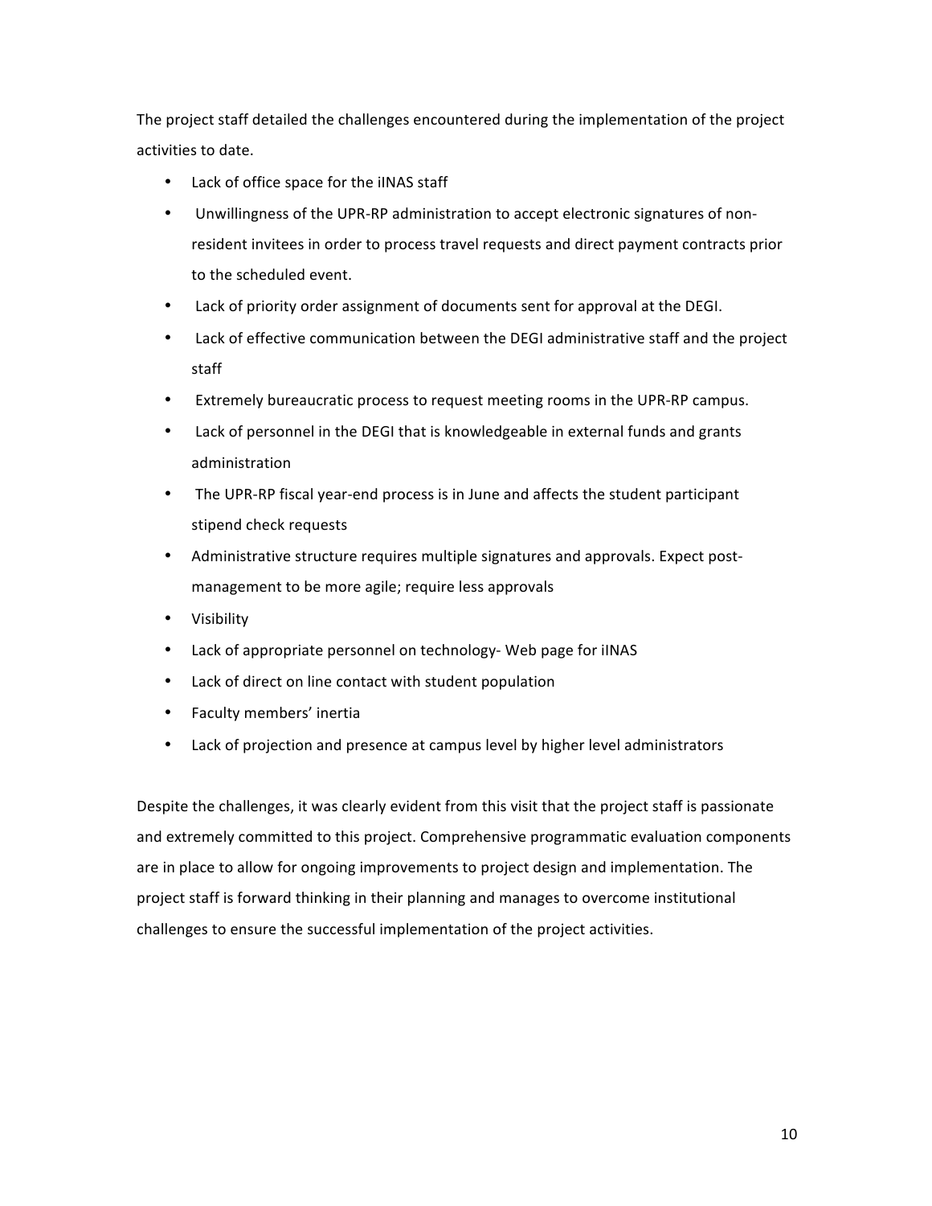The project staff detailed the challenges encountered during the implementation of the project activities to date.

- Lack of office space for the iINAS staff
- Unwillingness of the UPR-RP administration to accept electronic signatures of non-resident invitees in order to process travel requests and direct payment contracts prior to the scheduled event.
- Lack of priority order assignment of documents sent for approval at the DEGI.
- Lack of effective communication between the DEGI administrative staff and the project staff
- Extremely bureaucratic process to request meeting rooms in the UPR-RP campus.
- Lack of personnel in the DEGI that is knowledgeable in external funds and grants administration
- The UPR-RP fiscal year-end process is in June and affects the student participant stipend check requests
- Administrative structure requires multiple signatures and approvals. Expect post-management to be more agile; require less approvals
- Visibility
- Lack of appropriate personnel on technology- Web page for iINAS
- Lack of direct on line contact with student population
- Faculty members' inertia
- Lack of projection and presence at campus level by higher level administrators

Despite the challenges, it was clearly evident from this visit that the project staff is passionate and extremely committed to this project. Comprehensive programmatic evaluation components are in place to allow for ongoing improvements to project design and implementation. The project staff is forward thinking in their planning and manages to overcome institutional challenges to ensure the successful implementation of the project activities.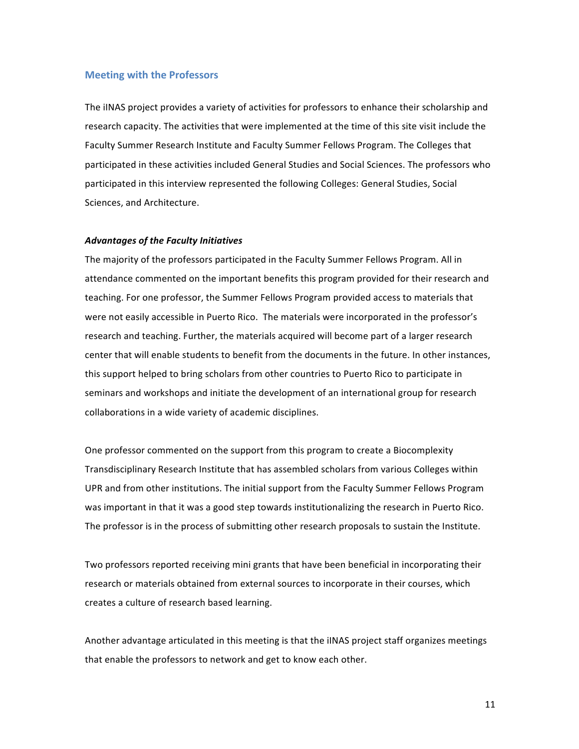## Meeting with the Professors

The iINAS project provides a variety of activities for professors to enhance their scholarship and research capacity. The activities that were implemented at the time of this site visit include the Faculty Summer Research Institute and Faculty Summer Fellows Program. The Colleges that participated in these activities included General Studies and Social Sciences. The professors who participated in this interview represented the following Colleges: General Studies, Social Sciences, and Architecture.

### *Advantages of the Faculty Initiatives*

The majority of the professors participated in the Faculty Summer Fellows Program. All in attendance commented on the important benefits this program provided for their research and teaching. For one professor, the Summer Fellows Program provided access to materials that were not easily accessible in Puerto Rico. The materials were incorporated in the professor's research and teaching. Further, the materials acquired will become part of a larger research center that will enable students to benefit from the documents in the future. In other instances, this support helped to bring scholars from other countries to Puerto Rico to participate in seminars and workshops and initiate the development of an international group for research collaborations in a wide variety of academic disciplines.

One professor commented on the support from this program to create a Biocomplexity Transdisciplinary Research Institute that has assembled scholars from various Colleges within UPR and from other institutions. The initial support from the Faculty Summer Fellows Program was important in that it was a good step towards institutionalizing the research in Puerto Rico. The professor is in the process of submitting other research proposals to sustain the Institute.

Two professors reported receiving mini grants that have been beneficial in incorporating their research or materials obtained from external sources to incorporate in their courses, which creates a culture of research based learning.

Another advantage articulated in this meeting is that the iINAS project staff organizes meetings that enable the professors to network and get to know each other.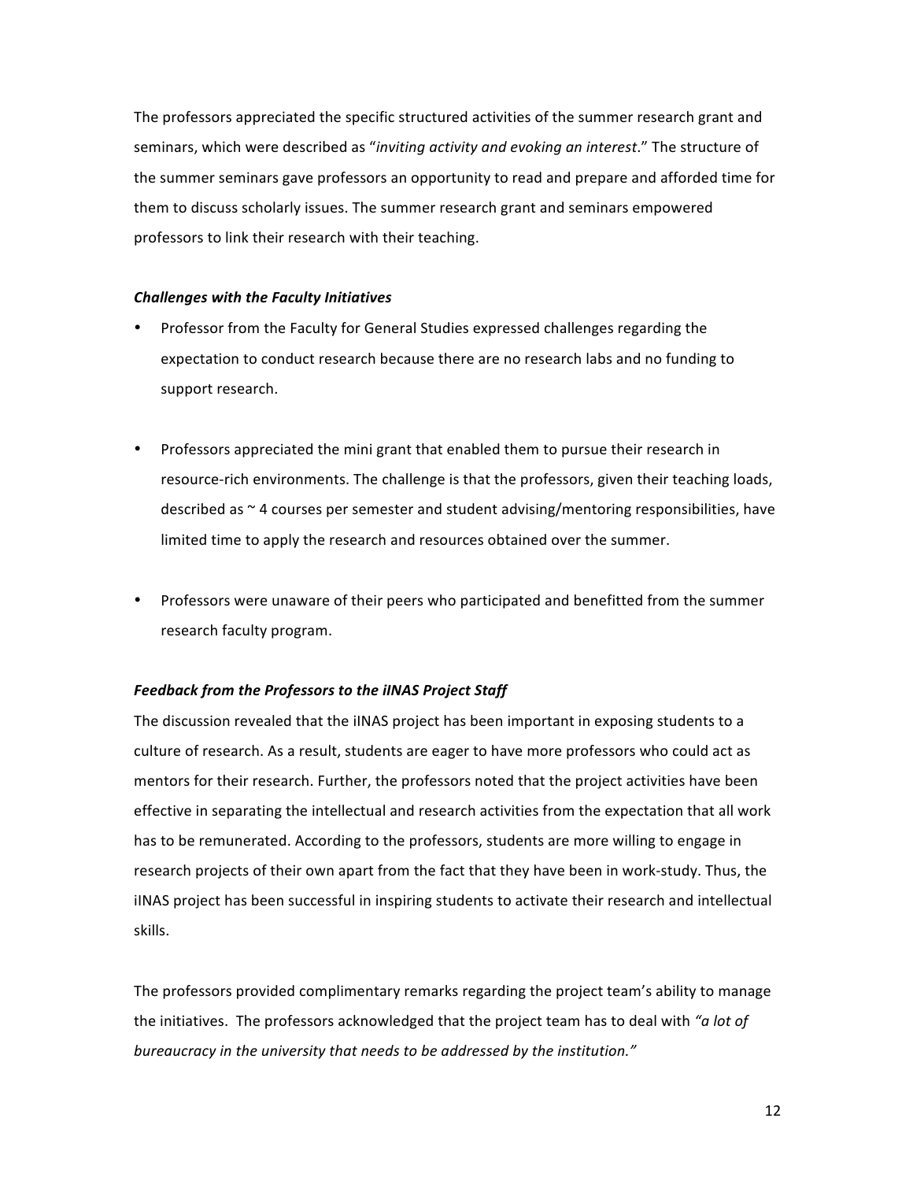The professors appreciated the specific structured activities of the summer research grant and seminars, which were described as "*inviting activity and evoking an interest*." The structure of the summer seminars gave professors an opportunity to read and prepare and afforded time for them to discuss scholarly issues. The summer research grant and seminars empowered professors to link their research with their teaching.

### *Challenges with the Faculty Initiatives*

- Professor from the Faculty for General Studies expressed challenges regarding the expectation to conduct research because there are no research labs and no funding to support research.

- Professors appreciated the mini grant that enabled them to pursue their research in resource-rich environments. The challenge is that the professors, given their teaching loads, described as ~ 4 courses per semester and student advising/mentoring responsibilities, have limited time to apply the research and resources obtained over the summer.

- Professors were unaware of their peers who participated and benefitted from the summer research faculty program.

### *Feedback from the Professors to the iINAS Project Staff*

The discussion revealed that the iINAS project has been important in exposing students to a culture of research. As a result, students are eager to have more professors who could act as mentors for their research. Further, the professors noted that the project activities have been effective in separating the intellectual and research activities from the expectation that all work has to be remunerated. According to the professors, students are more willing to engage in research projects of their own apart from the fact that they have been in work-study. Thus, the iINAS project has been successful in inspiring students to activate their research and intellectual skills.

The professors provided complimentary remarks regarding the project team's ability to manage the initiatives. The professors acknowledged that the project team has to deal with *"a lot of bureaucracy in the university that needs to be addressed by the institution."*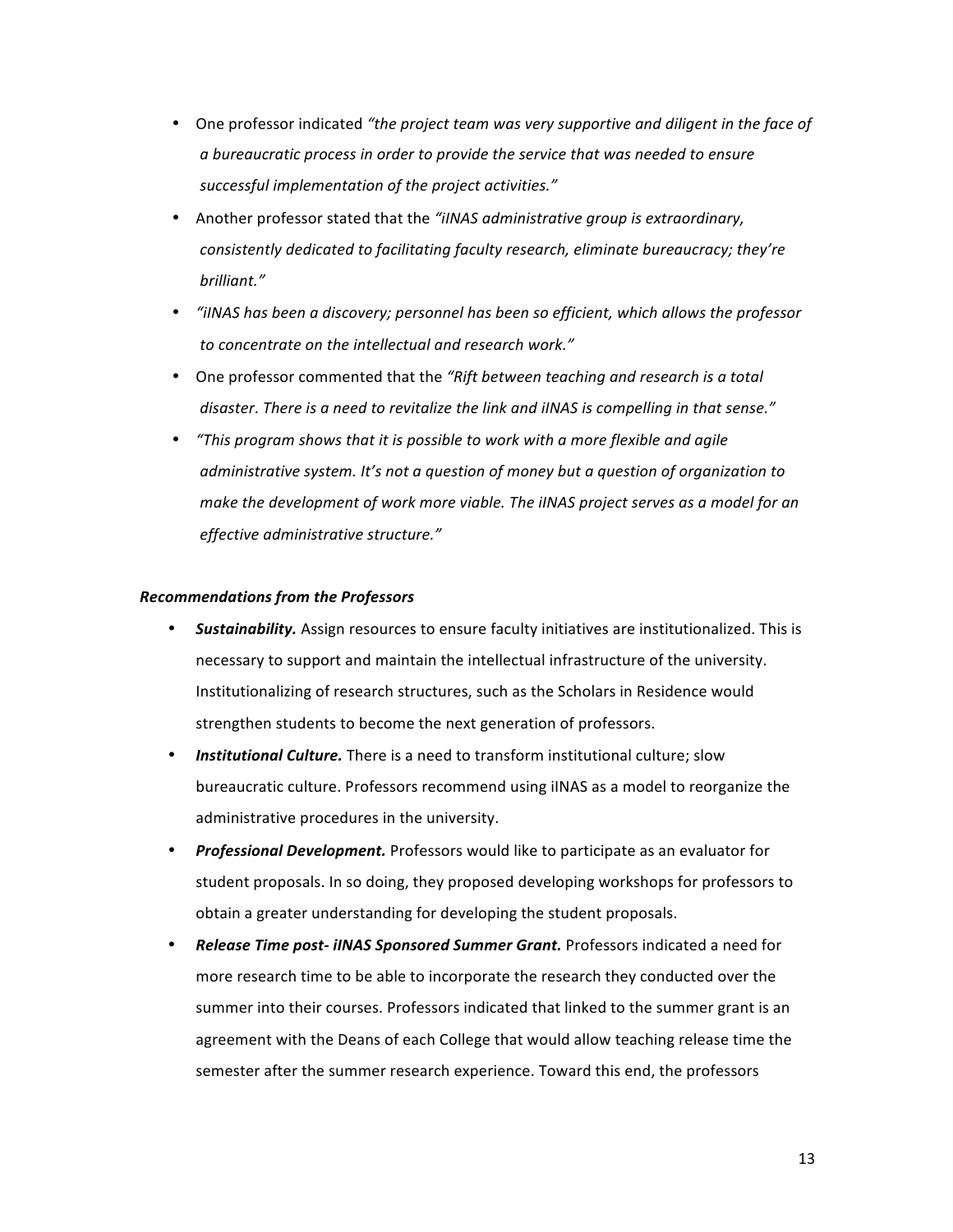- One professor indicated *"the project team was very supportive and diligent in the face of a bureaucratic process in order to provide the service that was needed to ensure successful implementation of the project activities."*
- Another professor stated that the *"iINAS administrative group is extraordinary, consistently dedicated to facilitating faculty research, eliminate bureaucracy; they're brilliant."*
- *"iINAS has been a discovery; personnel has been so efficient, which allows the professor to concentrate on the intellectual and research work."*
- One professor commented that the *"Rift between teaching and research is a total disaster. There is a need to revitalize the link and iINAS is compelling in that sense."*
- *"This program shows that it is possible to work with a more flexible and agile administrative system. It's not a question of money but a question of organization to make the development of work more viable. The iINAS project serves as a model for an effective administrative structure."*

***Recommendations from the Professors***

- ***Sustainability.*** Assign resources to ensure faculty initiatives are institutionalized. This is necessary to support and maintain the intellectual infrastructure of the university. Institutionalizing of research structures, such as the Scholars in Residence would strengthen students to become the next generation of professors.
- ***Institutional Culture.*** There is a need to transform institutional culture; slow bureaucratic culture. Professors recommend using iINAS as a model to reorganize the administrative procedures in the university.
- ***Professional Development.*** Professors would like to participate as an evaluator for student proposals. In so doing, they proposed developing workshops for professors to obtain a greater understanding for developing the student proposals.
- ***Release Time post- iINAS Sponsored Summer Grant.*** Professors indicated a need for more research time to be able to incorporate the research they conducted over the summer into their courses. Professors indicated that linked to the summer grant is an agreement with the Deans of each College that would allow teaching release time the semester after the summer research experience. Toward this end, the professors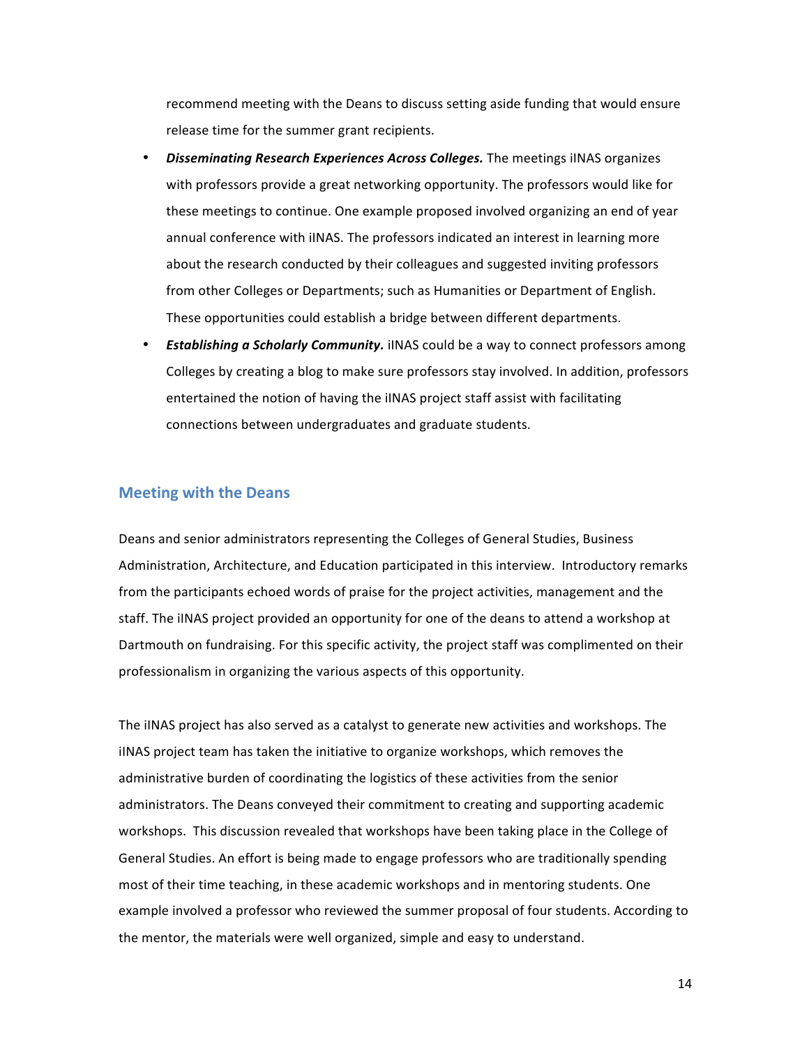recommend meeting with the Deans to discuss setting aside funding that would ensure release time for the summer grant recipients.

- ***Disseminating Research Experiences Across Colleges.*** The meetings iINAS organizes with professors provide a great networking opportunity. The professors would like for these meetings to continue. One example proposed involved organizing an end of year annual conference with iINAS. The professors indicated an interest in learning more about the research conducted by their colleagues and suggested inviting professors from other Colleges or Departments; such as Humanities or Department of English. These opportunities could establish a bridge between different departments.
- ***Establishing a Scholarly Community.*** iINAS could be a way to connect professors among Colleges by creating a blog to make sure professors stay involved. In addition, professors entertained the notion of having the iINAS project staff assist with facilitating connections between undergraduates and graduate students.

## Meeting with the Deans

Deans and senior administrators representing the Colleges of General Studies, Business Administration, Architecture, and Education participated in this interview. Introductory remarks from the participants echoed words of praise for the project activities, management and the staff. The iINAS project provided an opportunity for one of the deans to attend a workshop at Dartmouth on fundraising. For this specific activity, the project staff was complimented on their professionalism in organizing the various aspects of this opportunity.

The iINAS project has also served as a catalyst to generate new activities and workshops. The iINAS project team has taken the initiative to organize workshops, which removes the administrative burden of coordinating the logistics of these activities from the senior administrators. The Deans conveyed their commitment to creating and supporting academic workshops. This discussion revealed that workshops have been taking place in the College of General Studies. An effort is being made to engage professors who are traditionally spending most of their time teaching, in these academic workshops and in mentoring students. One example involved a professor who reviewed the summer proposal of four students. According to the mentor, the materials were well organized, simple and easy to understand.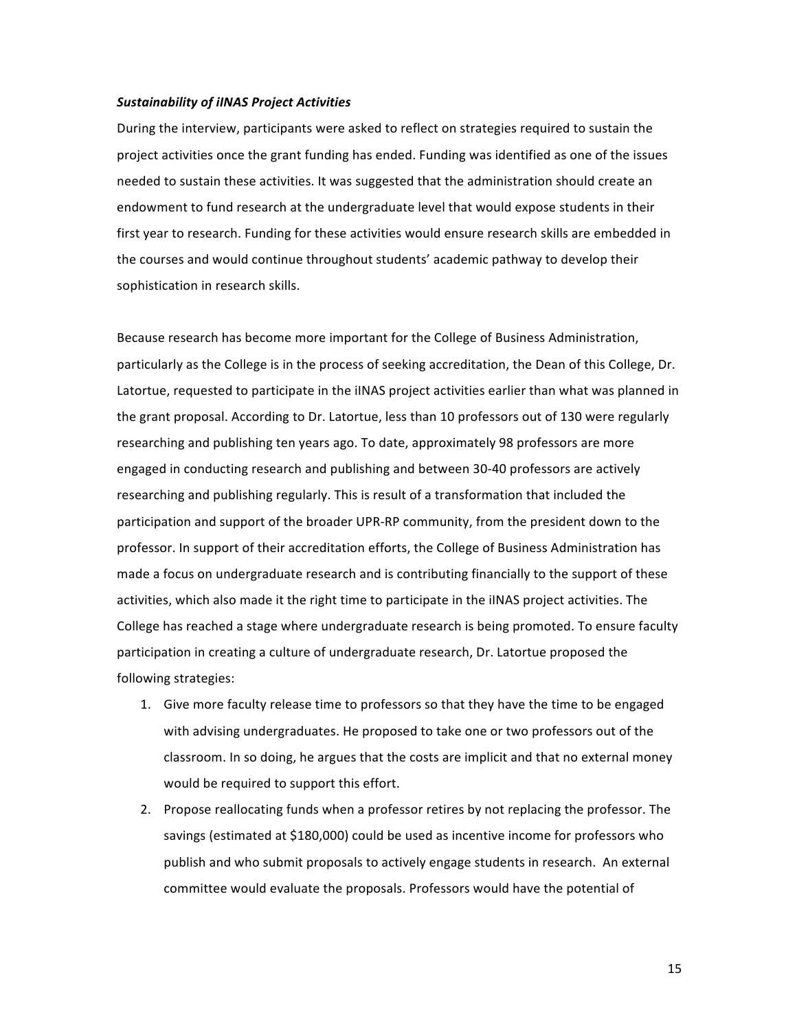***Sustainability of iINAS Project Activities***

During the interview, participants were asked to reflect on strategies required to sustain the project activities once the grant funding has ended. Funding was identified as one of the issues needed to sustain these activities. It was suggested that the administration should create an endowment to fund research at the undergraduate level that would expose students in their first year to research. Funding for these activities would ensure research skills are embedded in the courses and would continue throughout students' academic pathway to develop their sophistication in research skills.

Because research has become more important for the College of Business Administration, particularly as the College is in the process of seeking accreditation, the Dean of this College, Dr. Latortue, requested to participate in the iINAS project activities earlier than what was planned in the grant proposal. According to Dr. Latortue, less than 10 professors out of 130 were regularly researching and publishing ten years ago. To date, approximately 98 professors are more engaged in conducting research and publishing and between 30-40 professors are actively researching and publishing regularly. This is result of a transformation that included the participation and support of the broader UPR-RP community, from the president down to the professor. In support of their accreditation efforts, the College of Business Administration has made a focus on undergraduate research and is contributing financially to the support of these activities, which also made it the right time to participate in the iINAS project activities. The College has reached a stage where undergraduate research is being promoted. To ensure faculty participation in creating a culture of undergraduate research, Dr. Latortue proposed the following strategies:

1. Give more faculty release time to professors so that they have the time to be engaged with advising undergraduates. He proposed to take one or two professors out of the classroom. In so doing, he argues that the costs are implicit and that no external money would be required to support this effort.
2. Propose reallocating funds when a professor retires by not replacing the professor. The savings (estimated at $180,000) could be used as incentive income for professors who publish and who submit proposals to actively engage students in research. An external committee would evaluate the proposals. Professors would have the potential of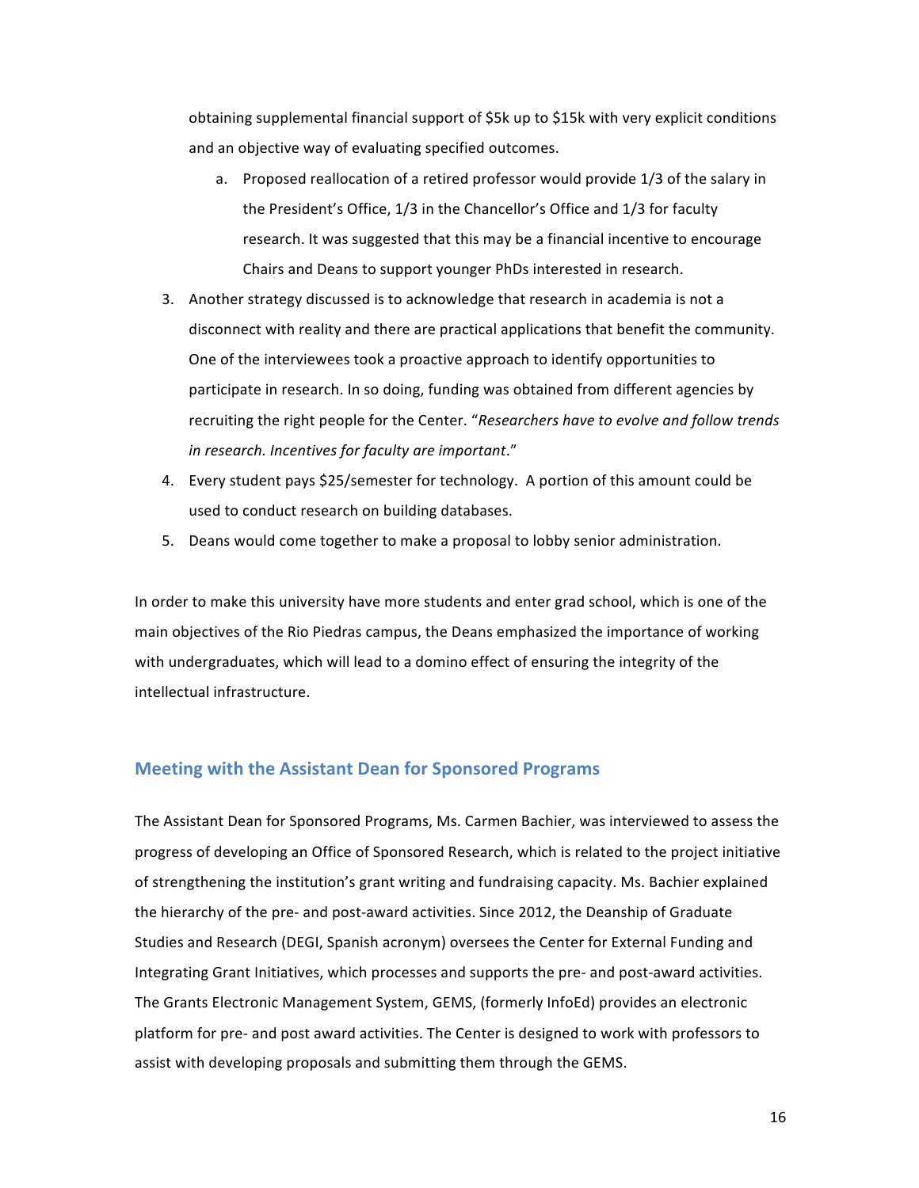obtaining supplemental financial support of $5k up to $15k with very explicit conditions and an objective way of evaluating specified outcomes.

   a. Proposed reallocation of a retired professor would provide 1/3 of the salary in the President's Office, 1/3 in the Chancellor's Office and 1/3 for faculty research. It was suggested that this may be a financial incentive to encourage Chairs and Deans to support younger PhDs interested in research.

3. Another strategy discussed is to acknowledge that research in academia is not a disconnect with reality and there are practical applications that benefit the community. One of the interviewees took a proactive approach to identify opportunities to participate in research. In so doing, funding was obtained from different agencies by recruiting the right people for the Center. "*Researchers have to evolve and follow trends in research. Incentives for faculty are important*."
4. Every student pays $25/semester for technology. A portion of this amount could be used to conduct research on building databases.
5. Deans would come together to make a proposal to lobby senior administration.

In order to make this university have more students and enter grad school, which is one of the main objectives of the Rio Piedras campus, the Deans emphasized the importance of working with undergraduates, which will lead to a domino effect of ensuring the integrity of the intellectual infrastructure.

## Meeting with the Assistant Dean for Sponsored Programs

The Assistant Dean for Sponsored Programs, Ms. Carmen Bachier, was interviewed to assess the progress of developing an Office of Sponsored Research, which is related to the project initiative of strengthening the institution's grant writing and fundraising capacity. Ms. Bachier explained the hierarchy of the pre- and post-award activities. Since 2012, the Deanship of Graduate Studies and Research (DEGI, Spanish acronym) oversees the Center for External Funding and Integrating Grant Initiatives, which processes and supports the pre- and post-award activities. The Grants Electronic Management System, GEMS, (formerly InfoEd) provides an electronic platform for pre- and post award activities. The Center is designed to work with professors to assist with developing proposals and submitting them through the GEMS.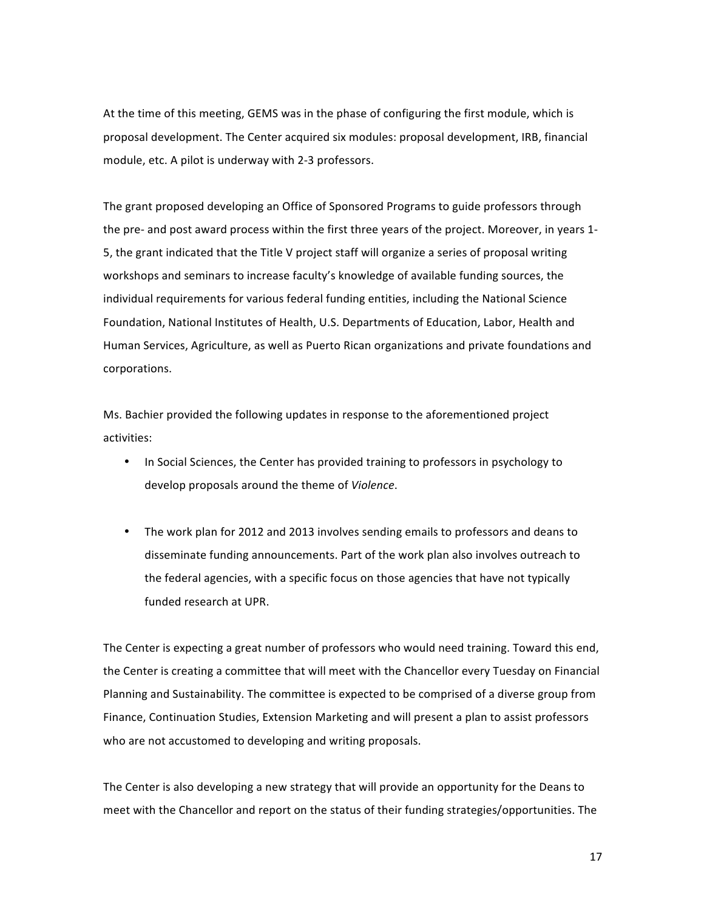At the time of this meeting, GEMS was in the phase of configuring the first module, which is proposal development. The Center acquired six modules: proposal development, IRB, financial module, etc. A pilot is underway with 2-3 professors.

The grant proposed developing an Office of Sponsored Programs to guide professors through the pre- and post award process within the first three years of the project. Moreover, in years 1-5, the grant indicated that the Title V project staff will organize a series of proposal writing workshops and seminars to increase faculty's knowledge of available funding sources, the individual requirements for various federal funding entities, including the National Science Foundation, National Institutes of Health, U.S. Departments of Education, Labor, Health and Human Services, Agriculture, as well as Puerto Rican organizations and private foundations and corporations.

Ms. Bachier provided the following updates in response to the aforementioned project activities:

- In Social Sciences, the Center has provided training to professors in psychology to develop proposals around the theme of *Violence*.

- The work plan for 2012 and 2013 involves sending emails to professors and deans to disseminate funding announcements. Part of the work plan also involves outreach to the federal agencies, with a specific focus on those agencies that have not typically funded research at UPR.

The Center is expecting a great number of professors who would need training. Toward this end, the Center is creating a committee that will meet with the Chancellor every Tuesday on Financial Planning and Sustainability. The committee is expected to be comprised of a diverse group from Finance, Continuation Studies, Extension Marketing and will present a plan to assist professors who are not accustomed to developing and writing proposals.

The Center is also developing a new strategy that will provide an opportunity for the Deans to meet with the Chancellor and report on the status of their funding strategies/opportunities. The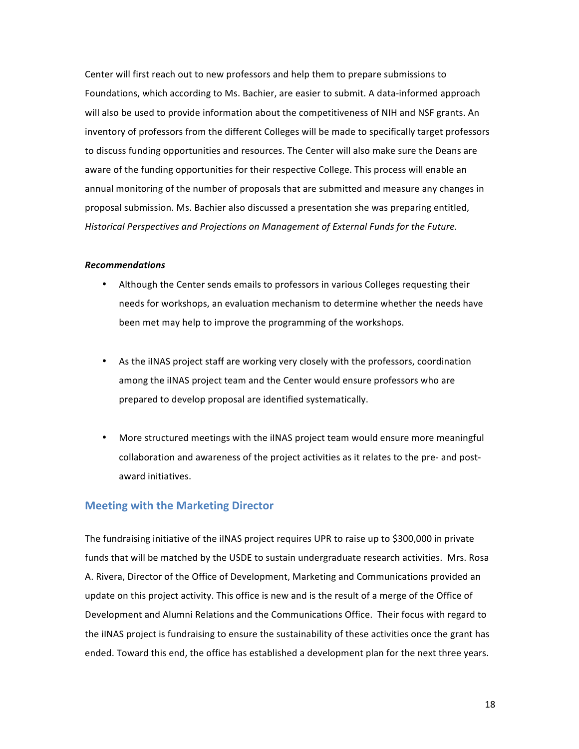Center will first reach out to new professors and help them to prepare submissions to Foundations, which according to Ms. Bachier, are easier to submit. A data-informed approach will also be used to provide information about the competitiveness of NIH and NSF grants. An inventory of professors from the different Colleges will be made to specifically target professors to discuss funding opportunities and resources. The Center will also make sure the Deans are aware of the funding opportunities for their respective College. This process will enable an annual monitoring of the number of proposals that are submitted and measure any changes in proposal submission. Ms. Bachier also discussed a presentation she was preparing entitled, *Historical Perspectives and Projections on Management of External Funds for the Future.*

***Recommendations***

- Although the Center sends emails to professors in various Colleges requesting their needs for workshops, an evaluation mechanism to determine whether the needs have been met may help to improve the programming of the workshops.

- As the iINAS project staff are working very closely with the professors, coordination among the iINAS project team and the Center would ensure professors who are prepared to develop proposal are identified systematically.

- More structured meetings with the iINAS project team would ensure more meaningful collaboration and awareness of the project activities as it relates to the pre- and post-award initiatives.

## Meeting with the Marketing Director

The fundraising initiative of the iINAS project requires UPR to raise up to $300,000 in private funds that will be matched by the USDE to sustain undergraduate research activities. Mrs. Rosa A. Rivera, Director of the Office of Development, Marketing and Communications provided an update on this project activity. This office is new and is the result of a merge of the Office of Development and Alumni Relations and the Communications Office. Their focus with regard to the iINAS project is fundraising to ensure the sustainability of these activities once the grant has ended. Toward this end, the office has established a development plan for the next three years.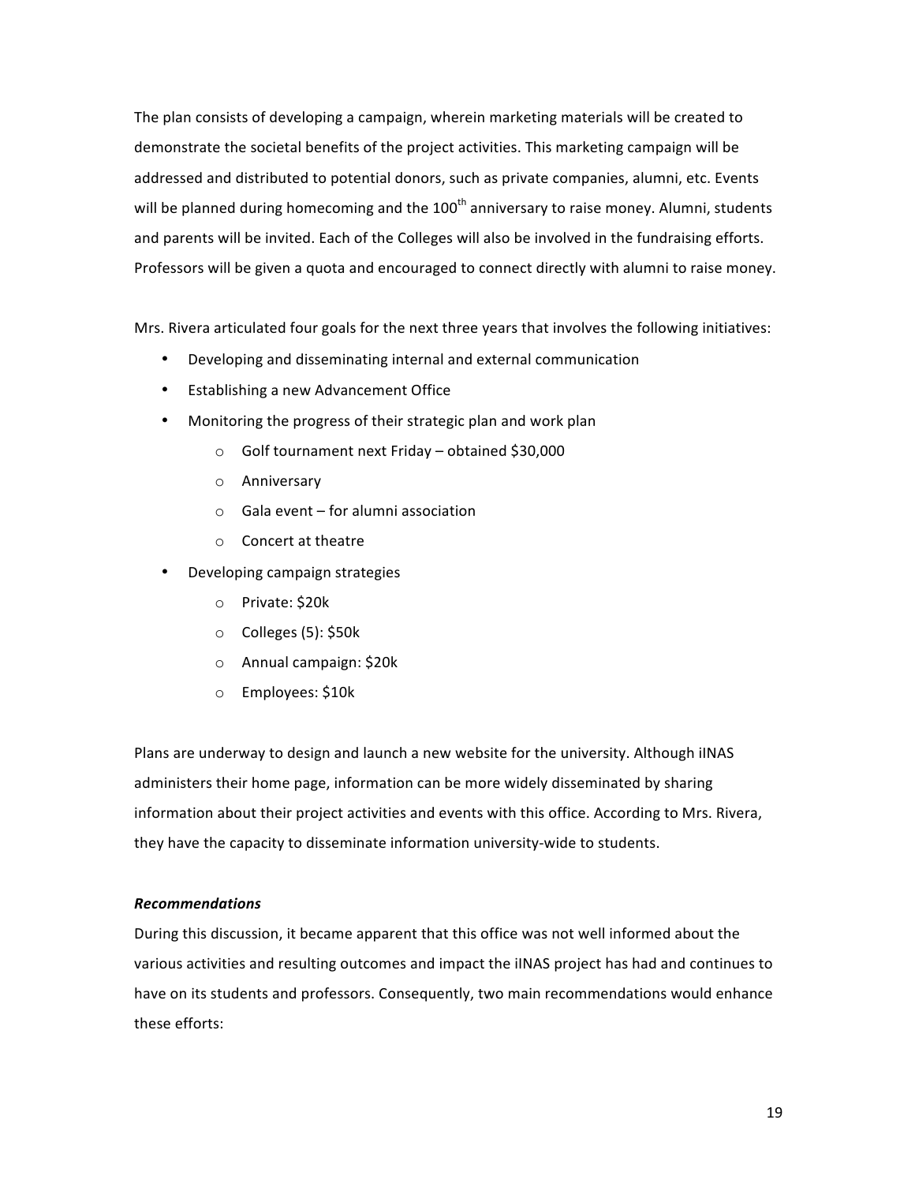The plan consists of developing a campaign, wherein marketing materials will be created to demonstrate the societal benefits of the project activities. This marketing campaign will be addressed and distributed to potential donors, such as private companies, alumni, etc. Events will be planned during homecoming and the 100th anniversary to raise money. Alumni, students and parents will be invited. Each of the Colleges will also be involved in the fundraising efforts. Professors will be given a quota and encouraged to connect directly with alumni to raise money.

Mrs. Rivera articulated four goals for the next three years that involves the following initiatives:

- Developing and disseminating internal and external communication
- Establishing a new Advancement Office
- Monitoring the progress of their strategic plan and work plan
  - Golf tournament next Friday – obtained $30,000
  - Anniversary
  - Gala event – for alumni association
  - Concert at theatre
- Developing campaign strategies
  - Private: $20k
  - Colleges (5): $50k
  - Annual campaign: $20k
  - Employees: $10k

Plans are underway to design and launch a new website for the university. Although iINAS administers their home page, information can be more widely disseminated by sharing information about their project activities and events with this office. According to Mrs. Rivera, they have the capacity to disseminate information university-wide to students.

***Recommendations***

During this discussion, it became apparent that this office was not well informed about the various activities and resulting outcomes and impact the iINAS project has had and continues to have on its students and professors. Consequently, two main recommendations would enhance these efforts: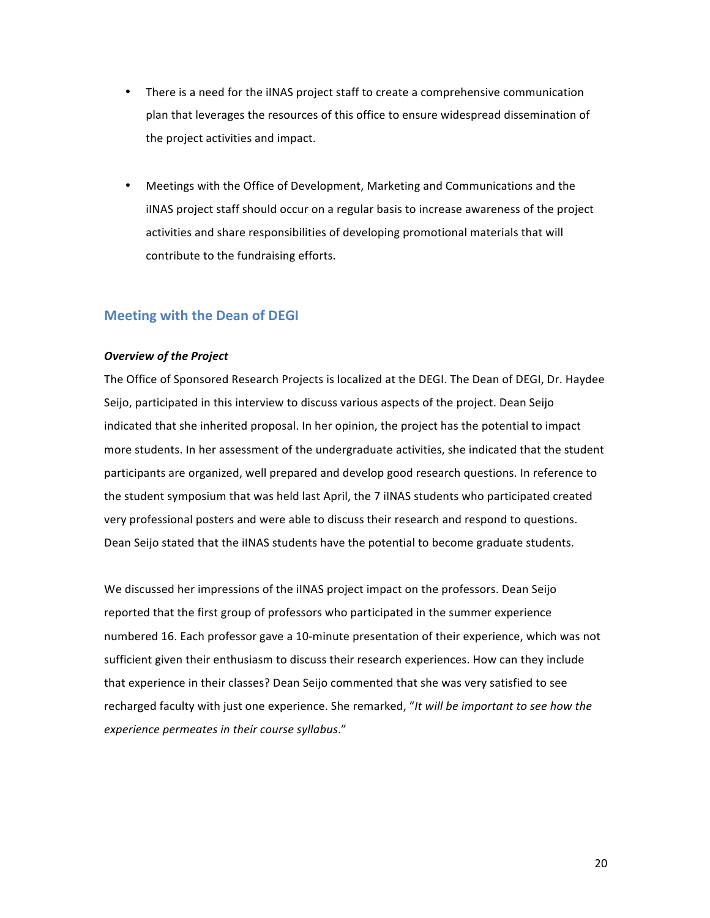- There is a need for the iINAS project staff to create a comprehensive communication plan that leverages the resources of this office to ensure widespread dissemination of the project activities and impact.

- Meetings with the Office of Development, Marketing and Communications and the iINAS project staff should occur on a regular basis to increase awareness of the project activities and share responsibilities of developing promotional materials that will contribute to the fundraising efforts.

## Meeting with the Dean of DEGI

***Overview of the Project***

The Office of Sponsored Research Projects is localized at the DEGI. The Dean of DEGI, Dr. Haydee Seijo, participated in this interview to discuss various aspects of the project. Dean Seijo indicated that she inherited proposal. In her opinion, the project has the potential to impact more students. In her assessment of the undergraduate activities, she indicated that the student participants are organized, well prepared and develop good research questions. In reference to the student symposium that was held last April, the 7 iINAS students who participated created very professional posters and were able to discuss their research and respond to questions. Dean Seijo stated that the iINAS students have the potential to become graduate students.

We discussed her impressions of the iINAS project impact on the professors. Dean Seijo reported that the first group of professors who participated in the summer experience numbered 16. Each professor gave a 10-minute presentation of their experience, which was not sufficient given their enthusiasm to discuss their research experiences. How can they include that experience in their classes? Dean Seijo commented that she was very satisfied to see recharged faculty with just one experience. She remarked, "*It will be important to see how the experience permeates in their course syllabus*."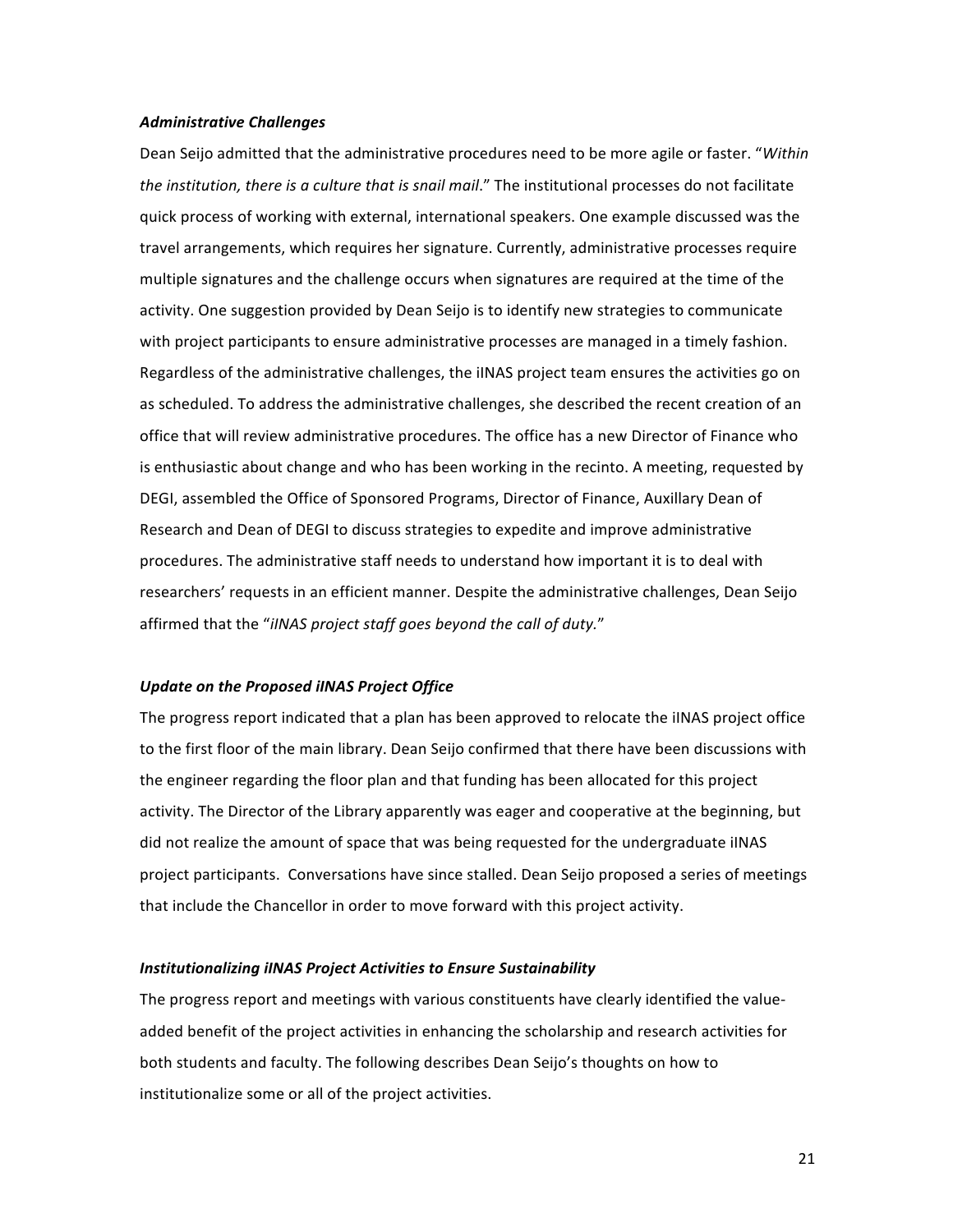***Administrative Challenges***

Dean Seijo admitted that the administrative procedures need to be more agile or faster. "*Within the institution, there is a culture that is snail mail*." The institutional processes do not facilitate quick process of working with external, international speakers. One example discussed was the travel arrangements, which requires her signature. Currently, administrative processes require multiple signatures and the challenge occurs when signatures are required at the time of the activity. One suggestion provided by Dean Seijo is to identify new strategies to communicate with project participants to ensure administrative processes are managed in a timely fashion. Regardless of the administrative challenges, the iINAS project team ensures the activities go on as scheduled. To address the administrative challenges, she described the recent creation of an office that will review administrative procedures. The office has a new Director of Finance who is enthusiastic about change and who has been working in the recinto. A meeting, requested by DEGI, assembled the Office of Sponsored Programs, Director of Finance, Auxillary Dean of Research and Dean of DEGI to discuss strategies to expedite and improve administrative procedures. The administrative staff needs to understand how important it is to deal with researchers' requests in an efficient manner. Despite the administrative challenges, Dean Seijo affirmed that the "*iINAS project staff goes beyond the call of duty.*"

***Update on the Proposed iINAS Project Office***

The progress report indicated that a plan has been approved to relocate the iINAS project office to the first floor of the main library. Dean Seijo confirmed that there have been discussions with the engineer regarding the floor plan and that funding has been allocated for this project activity. The Director of the Library apparently was eager and cooperative at the beginning, but did not realize the amount of space that was being requested for the undergraduate iINAS project participants. Conversations have since stalled. Dean Seijo proposed a series of meetings that include the Chancellor in order to move forward with this project activity.

***Institutionalizing iINAS Project Activities to Ensure Sustainability***

The progress report and meetings with various constituents have clearly identified the value-added benefit of the project activities in enhancing the scholarship and research activities for both students and faculty. The following describes Dean Seijo's thoughts on how to institutionalize some or all of the project activities.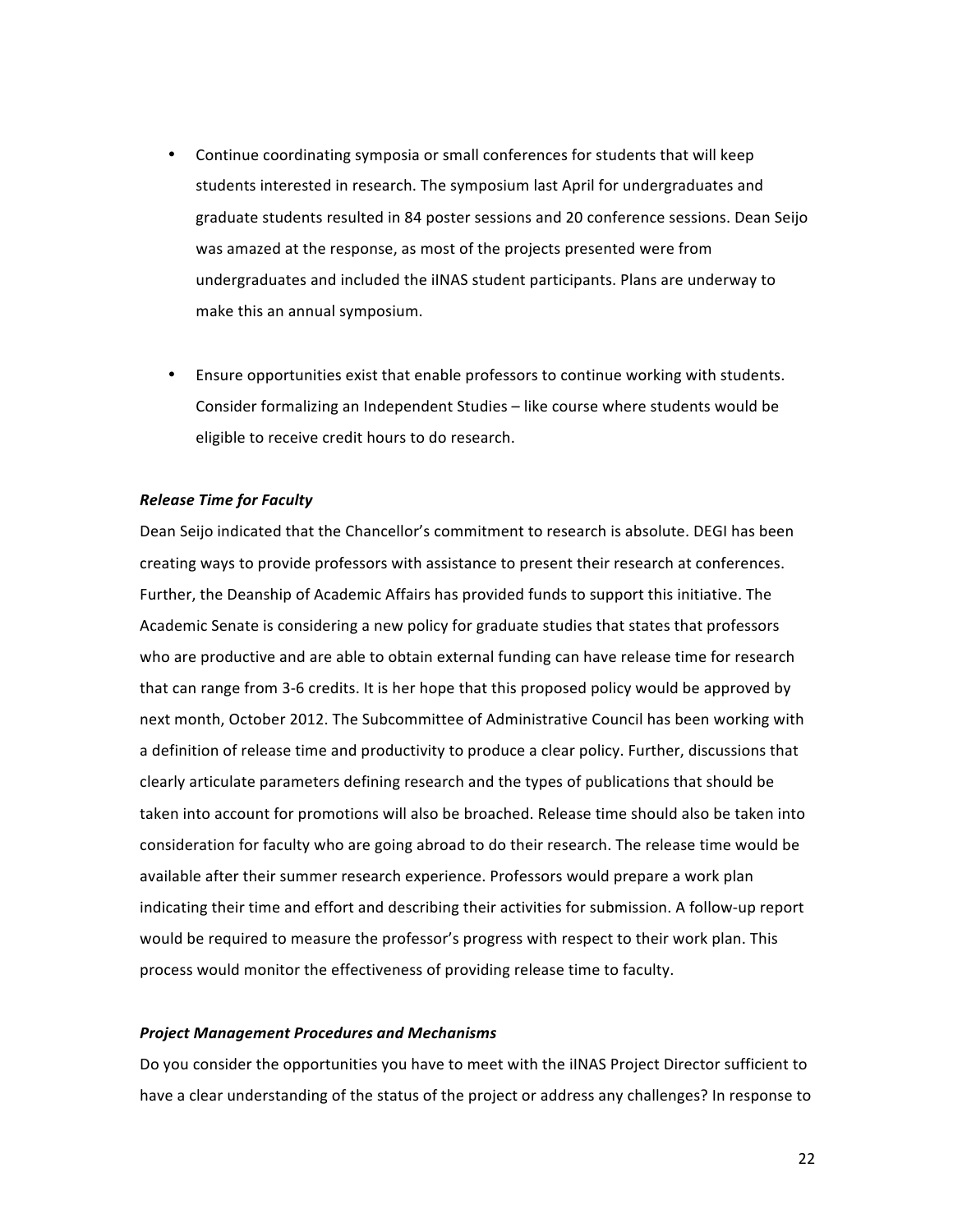- Continue coordinating symposia or small conferences for students that will keep students interested in research. The symposium last April for undergraduates and graduate students resulted in 84 poster sessions and 20 conference sessions. Dean Seijo was amazed at the response, as most of the projects presented were from undergraduates and included the iINAS student participants. Plans are underway to make this an annual symposium.

- Ensure opportunities exist that enable professors to continue working with students. Consider formalizing an Independent Studies – like course where students would be eligible to receive credit hours to do research.

***Release Time for Faculty***

Dean Seijo indicated that the Chancellor's commitment to research is absolute. DEGI has been creating ways to provide professors with assistance to present their research at conferences. Further, the Deanship of Academic Affairs has provided funds to support this initiative. The Academic Senate is considering a new policy for graduate studies that states that professors who are productive and are able to obtain external funding can have release time for research that can range from 3-6 credits. It is her hope that this proposed policy would be approved by next month, October 2012. The Subcommittee of Administrative Council has been working with a definition of release time and productivity to produce a clear policy. Further, discussions that clearly articulate parameters defining research and the types of publications that should be taken into account for promotions will also be broached. Release time should also be taken into consideration for faculty who are going abroad to do their research. The release time would be available after their summer research experience. Professors would prepare a work plan indicating their time and effort and describing their activities for submission. A follow-up report would be required to measure the professor's progress with respect to their work plan. This process would monitor the effectiveness of providing release time to faculty.

***Project Management Procedures and Mechanisms***

Do you consider the opportunities you have to meet with the iINAS Project Director sufficient to have a clear understanding of the status of the project or address any challenges? In response to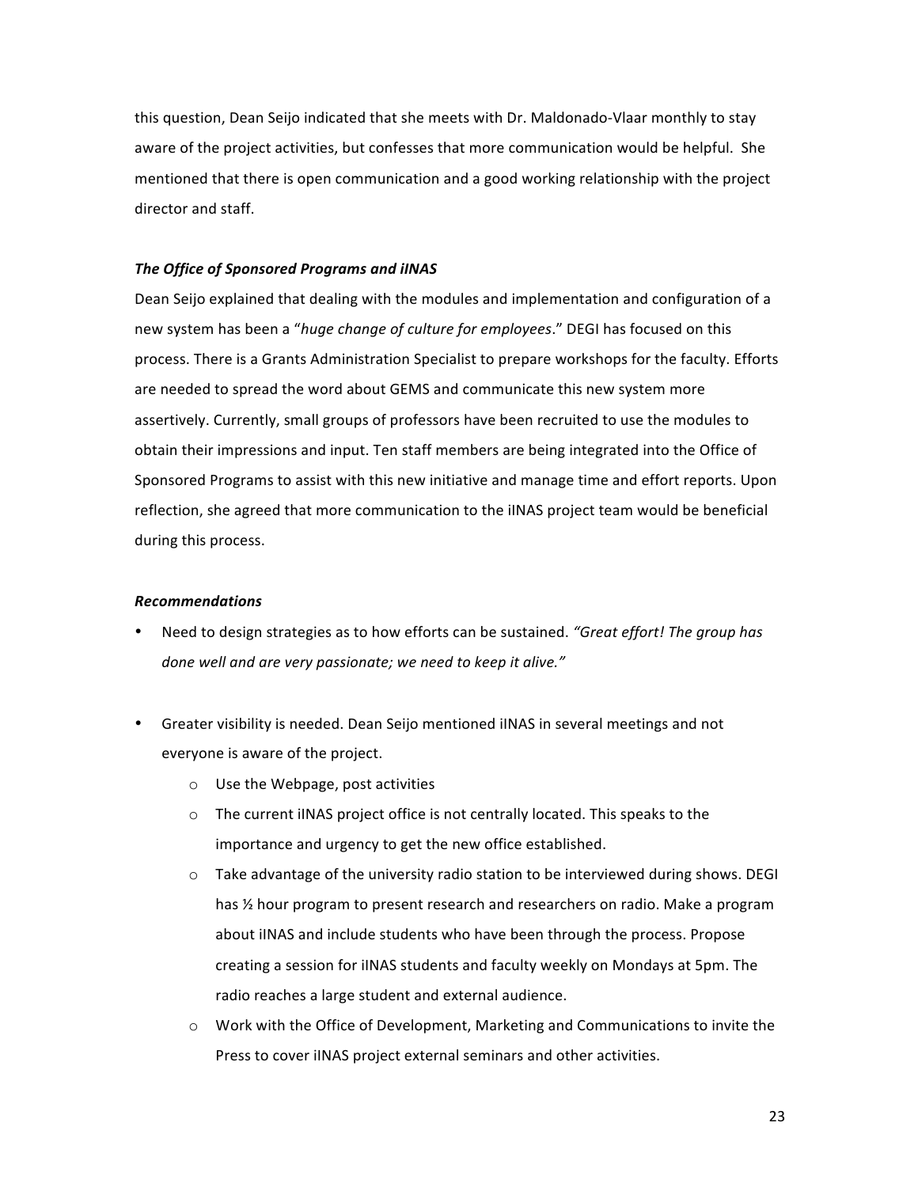this question, Dean Seijo indicated that she meets with Dr. Maldonado-Vlaar monthly to stay aware of the project activities, but confesses that more communication would be helpful. She mentioned that there is open communication and a good working relationship with the project director and staff.

***The Office of Sponsored Programs and iINAS***

Dean Seijo explained that dealing with the modules and implementation and configuration of a new system has been a "*huge change of culture for employees*." DEGI has focused on this process. There is a Grants Administration Specialist to prepare workshops for the faculty. Efforts are needed to spread the word about GEMS and communicate this new system more assertively. Currently, small groups of professors have been recruited to use the modules to obtain their impressions and input. Ten staff members are being integrated into the Office of Sponsored Programs to assist with this new initiative and manage time and effort reports. Upon reflection, she agreed that more communication to the iINAS project team would be beneficial during this process.

***Recommendations***

- Need to design strategies as to how efforts can be sustained. *"Great effort! The group has done well and are very passionate; we need to keep it alive."*

- Greater visibility is needed. Dean Seijo mentioned iINAS in several meetings and not everyone is aware of the project.
    - Use the Webpage, post activities
    - The current iINAS project office is not centrally located. This speaks to the importance and urgency to get the new office established.
    - Take advantage of the university radio station to be interviewed during shows. DEGI has ½ hour program to present research and researchers on radio. Make a program about iINAS and include students who have been through the process. Propose creating a session for iINAS students and faculty weekly on Mondays at 5pm. The radio reaches a large student and external audience.
    - Work with the Office of Development, Marketing and Communications to invite the Press to cover iINAS project external seminars and other activities.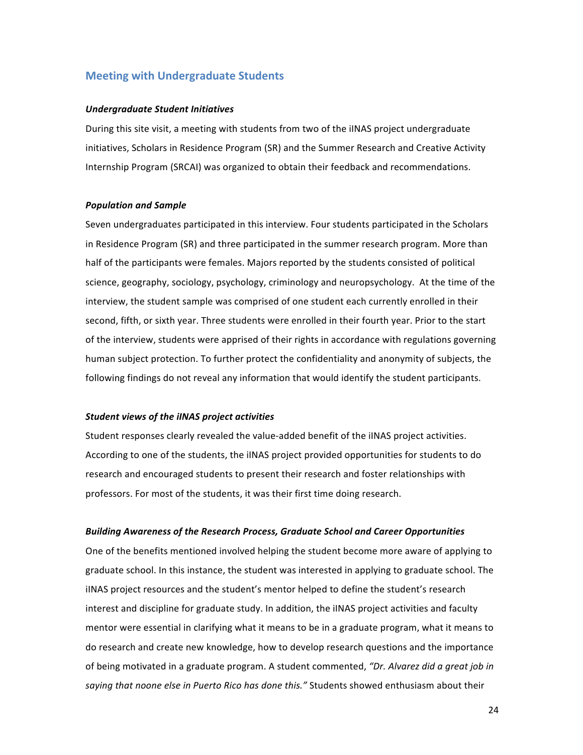## Meeting with Undergraduate Students

### *Undergraduate Student Initiatives*

During this site visit, a meeting with students from two of the iINAS project undergraduate initiatives, Scholars in Residence Program (SR) and the Summer Research and Creative Activity Internship Program (SRCAI) was organized to obtain their feedback and recommendations.

### *Population and Sample*

Seven undergraduates participated in this interview. Four students participated in the Scholars in Residence Program (SR) and three participated in the summer research program. More than half of the participants were females. Majors reported by the students consisted of political science, geography, sociology, psychology, criminology and neuropsychology. At the time of the interview, the student sample was comprised of one student each currently enrolled in their second, fifth, or sixth year. Three students were enrolled in their fourth year. Prior to the start of the interview, students were apprised of their rights in accordance with regulations governing human subject protection. To further protect the confidentiality and anonymity of subjects, the following findings do not reveal any information that would identify the student participants.

### *Student views of the iINAS project activities*

Student responses clearly revealed the value-added benefit of the iINAS project activities. According to one of the students, the iINAS project provided opportunities for students to do research and encouraged students to present their research and foster relationships with professors. For most of the students, it was their first time doing research.

### *Building Awareness of the Research Process, Graduate School and Career Opportunities*

One of the benefits mentioned involved helping the student become more aware of applying to graduate school. In this instance, the student was interested in applying to graduate school. The iINAS project resources and the student's mentor helped to define the student's research interest and discipline for graduate study. In addition, the iINAS project activities and faculty mentor were essential in clarifying what it means to be in a graduate program, what it means to do research and create new knowledge, how to develop research questions and the importance of being motivated in a graduate program. A student commented, *"Dr. Alvarez did a great job in saying that noone else in Puerto Rico has done this."* Students showed enthusiasm about their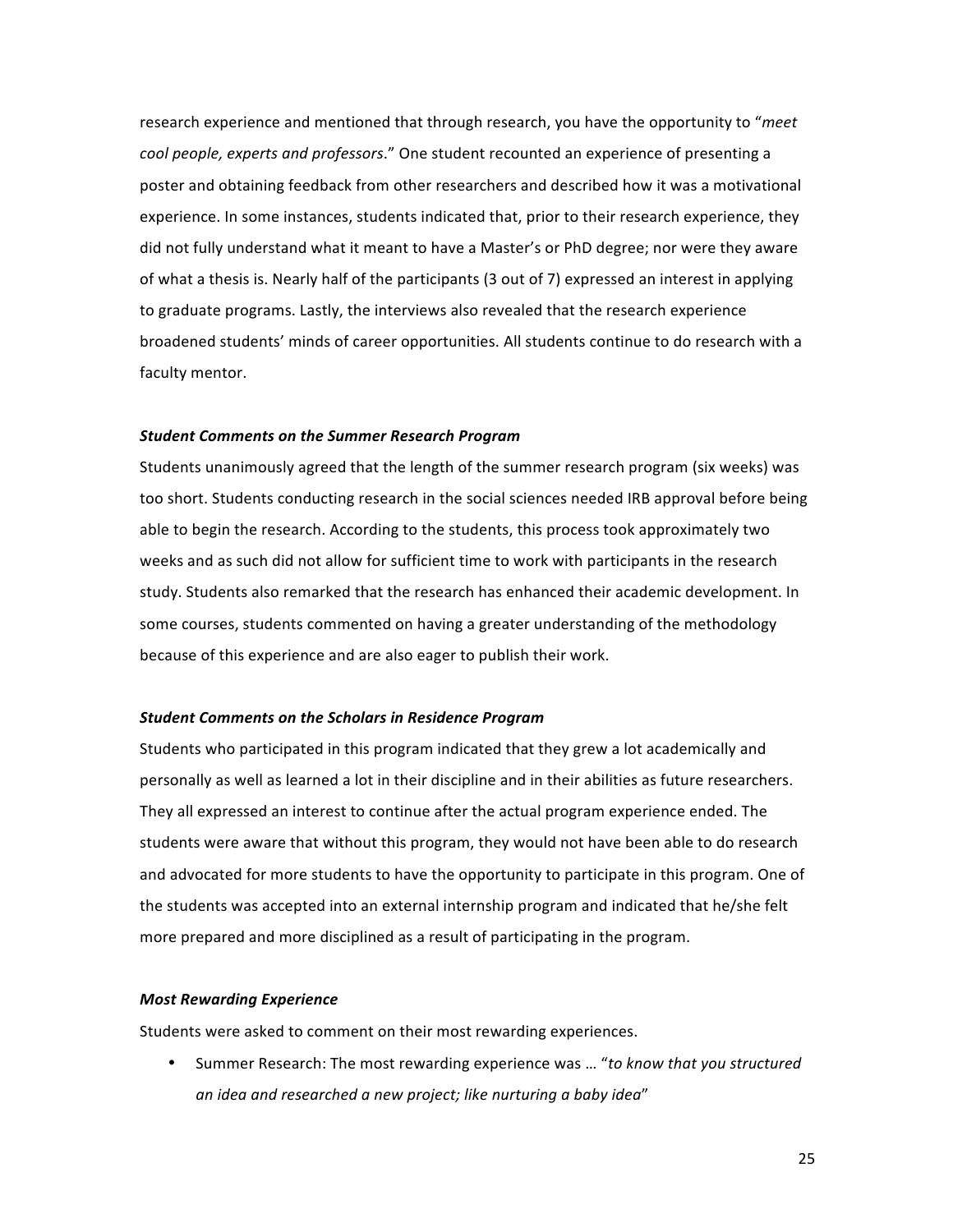research experience and mentioned that through research, you have the opportunity to "*meet cool people, experts and professors*." One student recounted an experience of presenting a poster and obtaining feedback from other researchers and described how it was a motivational experience. In some instances, students indicated that, prior to their research experience, they did not fully understand what it meant to have a Master's or PhD degree; nor were they aware of what a thesis is. Nearly half of the participants (3 out of 7) expressed an interest in applying to graduate programs. Lastly, the interviews also revealed that the research experience broadened students' minds of career opportunities. All students continue to do research with a faculty mentor.

#### *Student Comments on the Summer Research Program*

Students unanimously agreed that the length of the summer research program (six weeks) was too short. Students conducting research in the social sciences needed IRB approval before being able to begin the research. According to the students, this process took approximately two weeks and as such did not allow for sufficient time to work with participants in the research study. Students also remarked that the research has enhanced their academic development. In some courses, students commented on having a greater understanding of the methodology because of this experience and are also eager to publish their work.

#### *Student Comments on the Scholars in Residence Program*

Students who participated in this program indicated that they grew a lot academically and personally as well as learned a lot in their discipline and in their abilities as future researchers. They all expressed an interest to continue after the actual program experience ended. The students were aware that without this program, they would not have been able to do research and advocated for more students to have the opportunity to participate in this program. One of the students was accepted into an external internship program and indicated that he/she felt more prepared and more disciplined as a result of participating in the program.

#### *Most Rewarding Experience*

Students were asked to comment on their most rewarding experiences.

- Summer Research: The most rewarding experience was … "*to know that you structured an idea and researched a new project; like nurturing a baby idea*"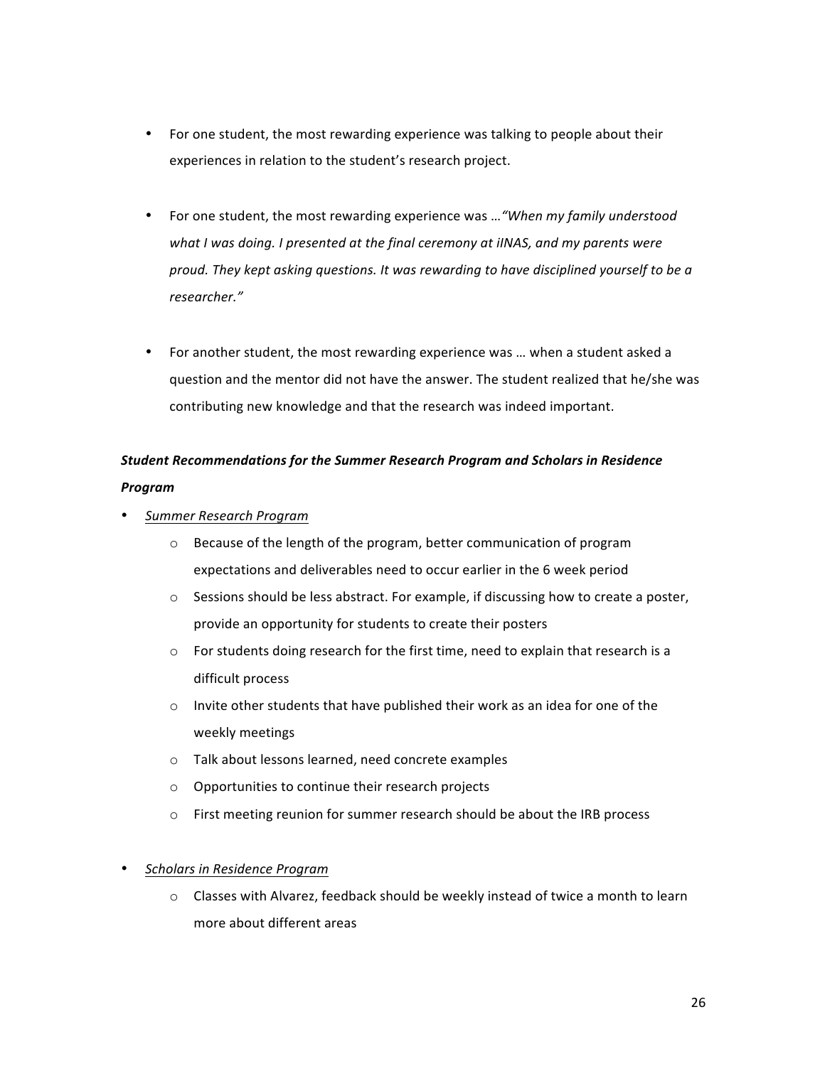- For one student, the most rewarding experience was talking to people about their experiences in relation to the student's research project.

- For one student, the most rewarding experience was …*"When my family understood what I was doing. I presented at the final ceremony at iINAS, and my parents were proud. They kept asking questions. It was rewarding to have disciplined yourself to be a researcher."*

- For another student, the most rewarding experience was … when a student asked a question and the mentor did not have the answer. The student realized that he/she was contributing new knowledge and that the research was indeed important.

***Student Recommendations for the Summer Research Program and Scholars in Residence Program***

- *Summer Research Program*
  - Because of the length of the program, better communication of program expectations and deliverables need to occur earlier in the 6 week period
  - Sessions should be less abstract. For example, if discussing how to create a poster, provide an opportunity for students to create their posters
  - For students doing research for the first time, need to explain that research is a difficult process
  - Invite other students that have published their work as an idea for one of the weekly meetings
  - Talk about lessons learned, need concrete examples
  - Opportunities to continue their research projects
  - First meeting reunion for summer research should be about the IRB process

- *Scholars in Residence Program*
  - Classes with Alvarez, feedback should be weekly instead of twice a month to learn more about different areas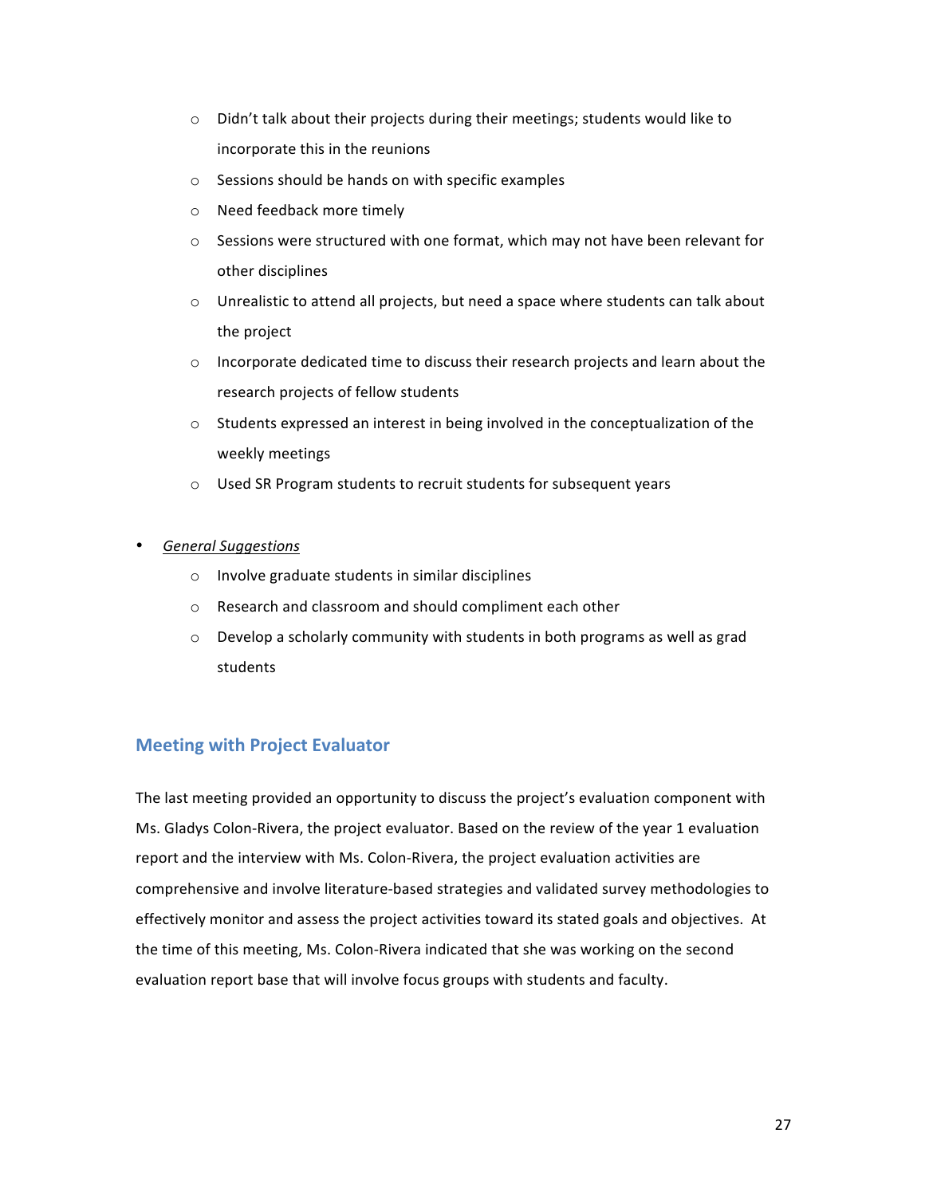- Didn't talk about their projects during their meetings; students would like to incorporate this in the reunions
- Sessions should be hands on with specific examples
- Need feedback more timely
- Sessions were structured with one format, which may not have been relevant for other disciplines
- Unrealistic to attend all projects, but need a space where students can talk about the project
- Incorporate dedicated time to discuss their research projects and learn about the research projects of fellow students
- Students expressed an interest in being involved in the conceptualization of the weekly meetings
- Used SR Program students to recruit students for subsequent years

- *General Suggestions*
  - Involve graduate students in similar disciplines
  - Research and classroom and should compliment each other
  - Develop a scholarly community with students in both programs as well as grad students

## Meeting with Project Evaluator

The last meeting provided an opportunity to discuss the project's evaluation component with Ms. Gladys Colon-Rivera, the project evaluator. Based on the review of the year 1 evaluation report and the interview with Ms. Colon-Rivera, the project evaluation activities are comprehensive and involve literature-based strategies and validated survey methodologies to effectively monitor and assess the project activities toward its stated goals and objectives. At the time of this meeting, Ms. Colon-Rivera indicated that she was working on the second evaluation report base that will involve focus groups with students and faculty.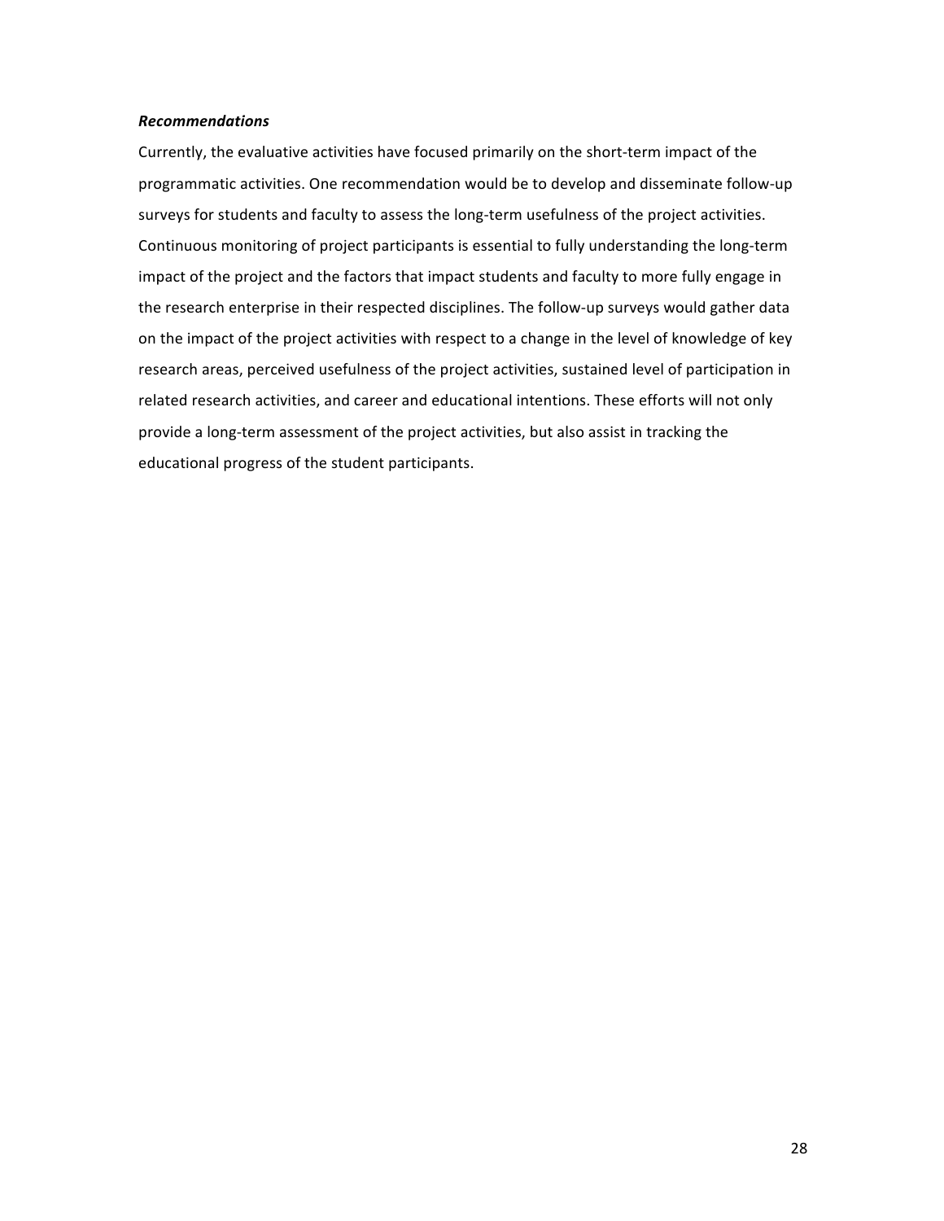***Recommendations***

Currently, the evaluative activities have focused primarily on the short-term impact of the programmatic activities. One recommendation would be to develop and disseminate follow-up surveys for students and faculty to assess the long-term usefulness of the project activities. Continuous monitoring of project participants is essential to fully understanding the long-term impact of the project and the factors that impact students and faculty to more fully engage in the research enterprise in their respected disciplines. The follow-up surveys would gather data on the impact of the project activities with respect to a change in the level of knowledge of key research areas, perceived usefulness of the project activities, sustained level of participation in related research activities, and career and educational intentions. These efforts will not only provide a long-term assessment of the project activities, but also assist in tracking the educational progress of the student participants.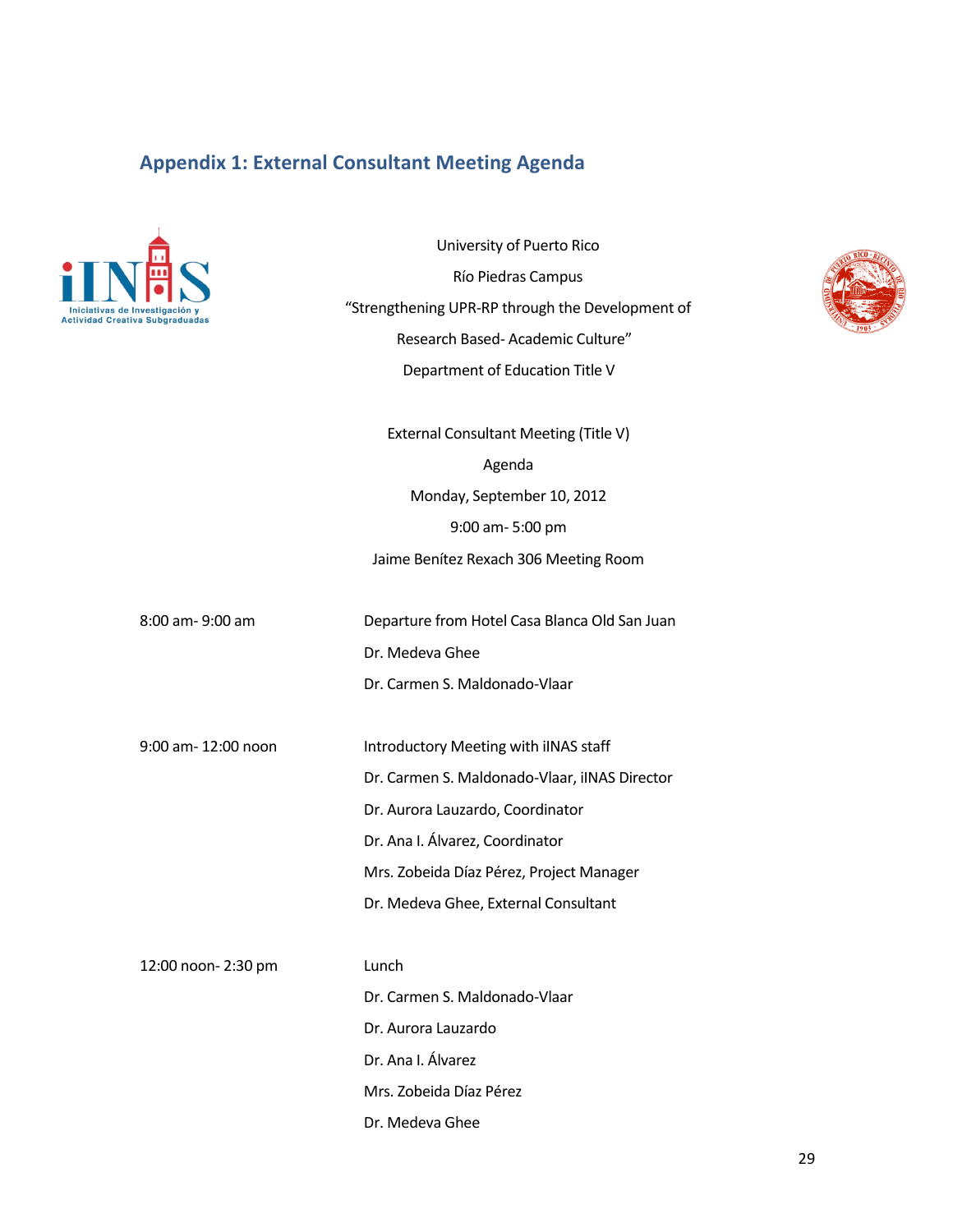## Appendix 1: External Consultant Meeting Agenda

University of Puerto Rico

Río Piedras Campus

"Strengthening UPR-RP through the Development of

Research Based- Academic Culture"

Department of Education Title V

External Consultant Meeting (Title V)

Agenda

Monday, September 10, 2012

9:00 am- 5:00 pm

Jaime Benítez Rexach 306 Meeting Room

| | |
|---|---|
| 8:00 am- 9:00 am | Departure from Hotel Casa Blanca Old San Juan<br>Dr. Medeva Ghee<br>Dr. Carmen S. Maldonado-Vlaar |
| 9:00 am- 12:00 noon | Introductory Meeting with iINAS staff<br>Dr. Carmen S. Maldonado-Vlaar, iINAS Director<br>Dr. Aurora Lauzardo, Coordinator<br>Dr. Ana I. Álvarez, Coordinator<br>Mrs. Zobeida Díaz Pérez, Project Manager<br>Dr. Medeva Ghee, External Consultant |
| 12:00 noon- 2:30 pm | Lunch<br>Dr. Carmen S. Maldonado-Vlaar<br>Dr. Aurora Lauzardo<br>Dr. Ana I. Álvarez<br>Mrs. Zobeida Díaz Pérez<br>Dr. Medeva Ghee |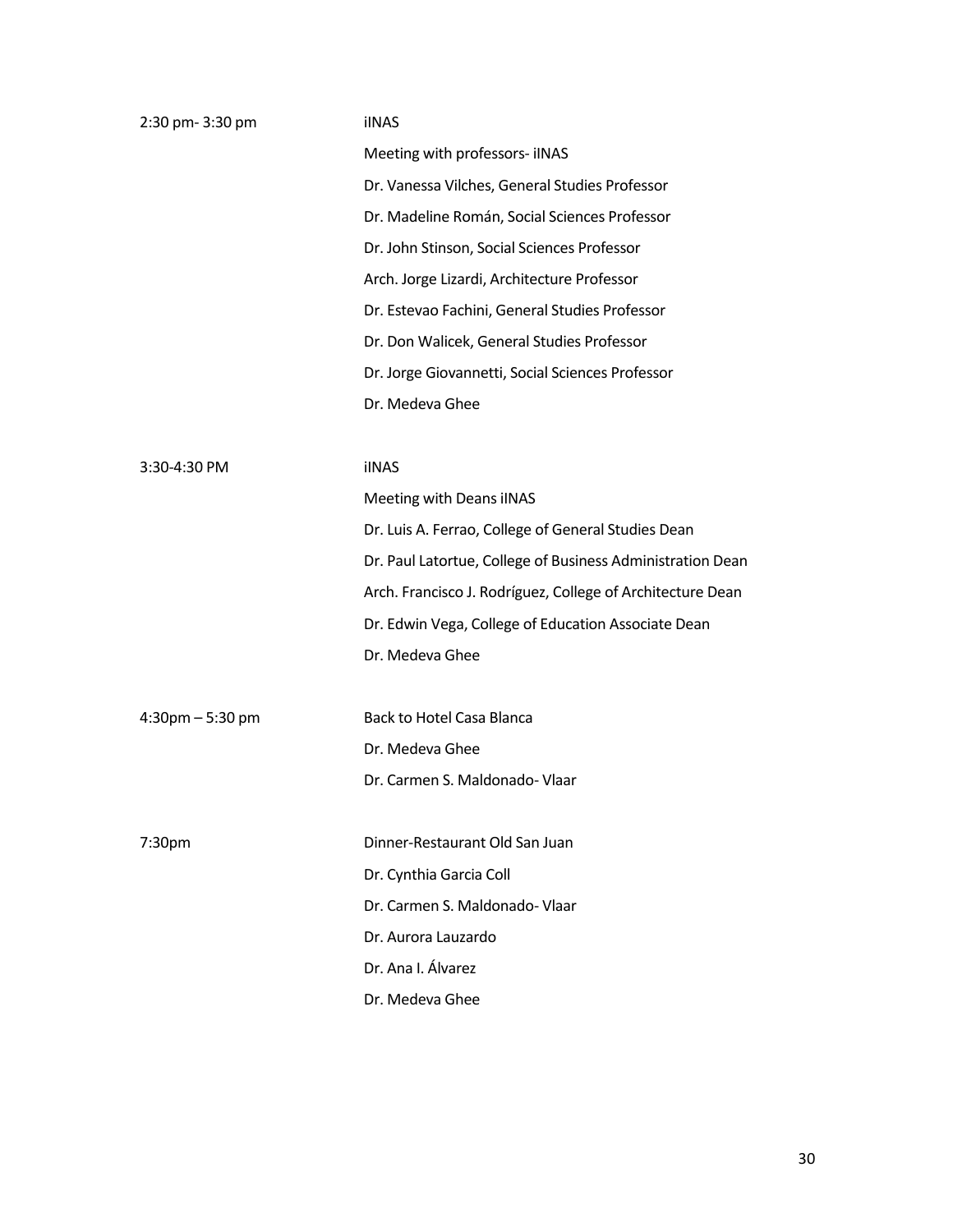| | |
|---|---|
| 2:30 pm- 3:30 pm | iINAS |
| | Meeting with professors- iINAS |
| | Dr. Vanessa Vilches, General Studies Professor |
| | Dr. Madeline Román, Social Sciences Professor |
| | Dr. John Stinson, Social Sciences Professor |
| | Arch. Jorge Lizardi, Architecture Professor |
| | Dr. Estevao Fachini, General Studies Professor |
| | Dr. Don Walicek, General Studies Professor |
| | Dr. Jorge Giovannetti, Social Sciences Professor |
| | Dr. Medeva Ghee |
| 3:30-4:30 PM | iINAS |
| | Meeting with Deans iINAS |
| | Dr. Luis A. Ferrao, College of General Studies Dean |
| | Dr. Paul Latortue, College of Business Administration Dean |
| | Arch. Francisco J. Rodríguez, College of Architecture Dean |
| | Dr. Edwin Vega, College of Education Associate Dean |
| | Dr. Medeva Ghee |
| 4:30pm – 5:30 pm | Back to Hotel Casa Blanca |
| | Dr. Medeva Ghee |
| | Dr. Carmen S. Maldonado- Vlaar |
| 7:30pm | Dinner-Restaurant Old San Juan |
| | Dr. Cynthia Garcia Coll |
| | Dr. Carmen S. Maldonado- Vlaar |
| | Dr. Aurora Lauzardo |
| | Dr. Ana I. Álvarez |
| | Dr. Medeva Ghee |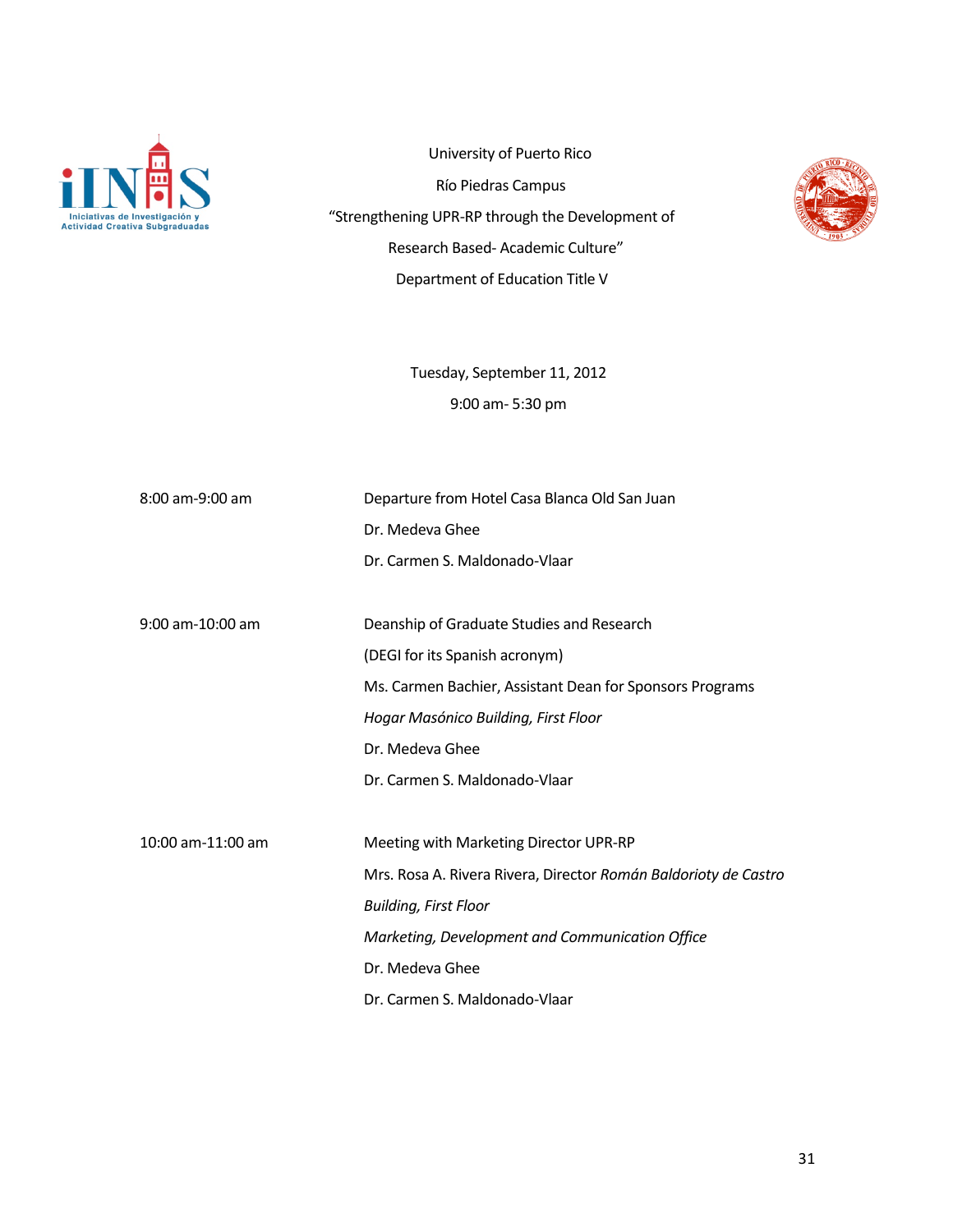University of Puerto Rico

Río Piedras Campus

"Strengthening UPR-RP through the Development of

Research Based- Academic Culture"

Department of Education Title V

Tuesday, September 11, 2012

9:00 am- 5:30 pm

| | |
|---|---|
| 8:00 am-9:00 am | Departure from Hotel Casa Blanca Old San Juan<br>Dr. Medeva Ghee<br>Dr. Carmen S. Maldonado-Vlaar |
| 9:00 am-10:00 am | Deanship of Graduate Studies and Research<br>(DEGI for its Spanish acronym)<br>Ms. Carmen Bachier, Assistant Dean for Sponsors Programs<br>*Hogar Masónico Building, First Floor*<br>Dr. Medeva Ghee<br>Dr. Carmen S. Maldonado-Vlaar |
| 10:00 am-11:00 am | Meeting with Marketing Director UPR-RP<br>Mrs. Rosa A. Rivera Rivera, Director *Román Baldorioty de Castro Building, First Floor*<br>*Marketing, Development and Communication Office*<br>Dr. Medeva Ghee<br>Dr. Carmen S. Maldonado-Vlaar |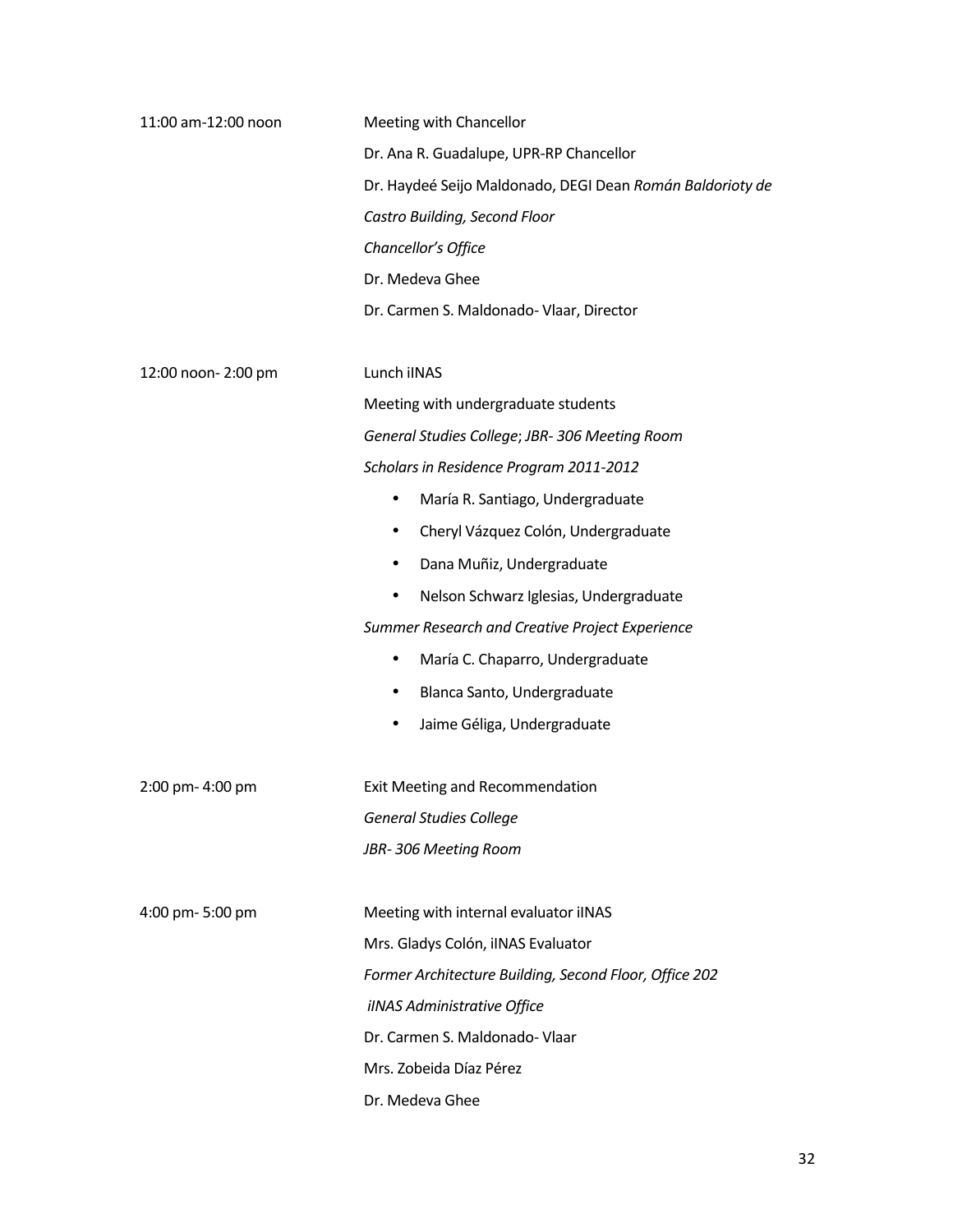| | |
|---|---|
| 11:00 am-12:00 noon | Meeting with Chancellor<br>Dr. Ana R. Guadalupe, UPR-RP Chancellor<br>Dr. Haydeé Seijo Maldonado, DEGI Dean *Román Baldorioty de Castro Building, Second Floor*<br>*Chancellor's Office*<br>Dr. Medeva Ghee<br>Dr. Carmen S. Maldonado- Vlaar, Director |
| 12:00 noon- 2:00 pm | Lunch iINAS<br>Meeting with undergraduate students<br>*General Studies College*; *JBR- 306 Meeting Room*<br>*Scholars in Residence Program 2011-2012*<br>• María R. Santiago, Undergraduate<br>• Cheryl Vázquez Colón, Undergraduate<br>• Dana Muñiz, Undergraduate<br>• Nelson Schwarz Iglesias, Undergraduate<br>*Summer Research and Creative Project Experience*<br>• María C. Chaparro, Undergraduate<br>• Blanca Santo, Undergraduate<br>• Jaime Géliga, Undergraduate |
| 2:00 pm- 4:00 pm | Exit Meeting and Recommendation<br>*General Studies College*<br>*JBR- 306 Meeting Room* |
| 4:00 pm- 5:00 pm | Meeting with internal evaluator iINAS<br>Mrs. Gladys Colón, iINAS Evaluator<br>*Former Architecture Building, Second Floor, Office 202*<br>*iINAS Administrative Office*<br>Dr. Carmen S. Maldonado- Vlaar<br>Mrs. Zobeida Díaz Pérez<br>Dr. Medeva Ghee |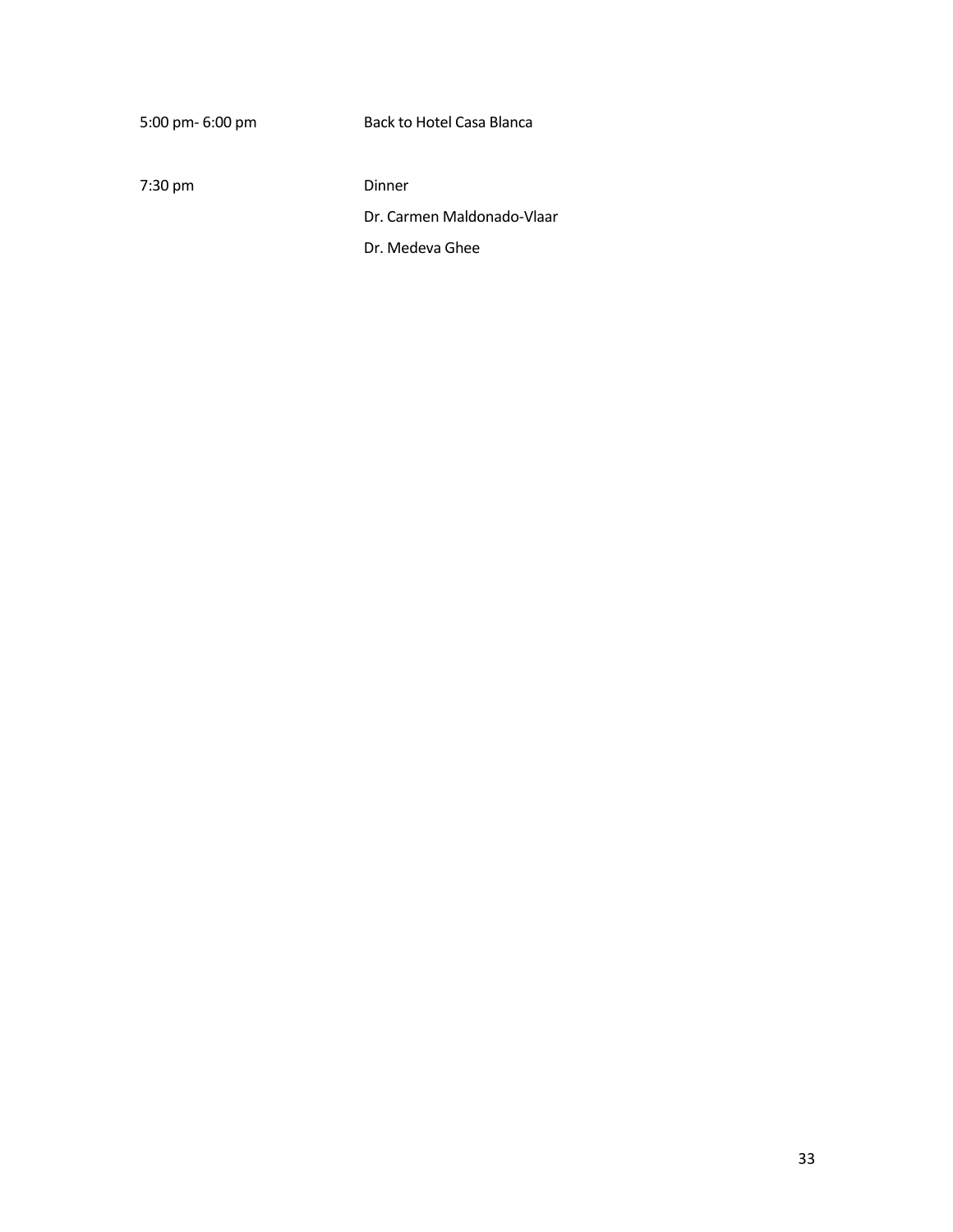| | |
|---|---|
| 5:00 pm- 6:00 pm | Back to Hotel Casa Blanca |
| 7:30 pm | Dinner<br>Dr. Carmen Maldonado-Vlaar<br>Dr. Medeva Ghee |